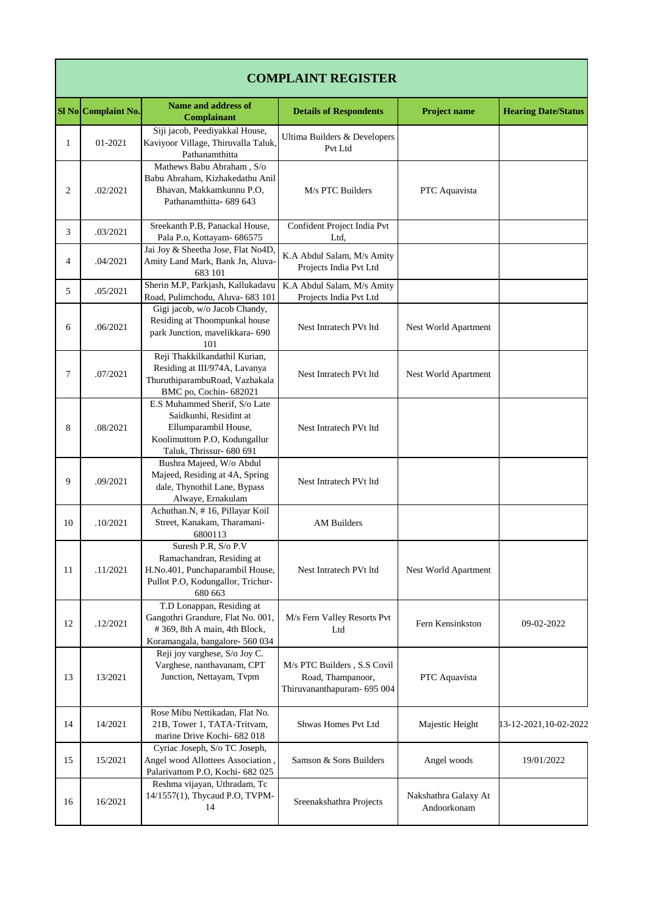# COMPLAINT REGISTER

| Sl No | Complaint No. | Name and address of Complainant | Details of Respondents | Project name | Hearing Date/Status |
|---|---|---|---|---|---|
| 1 | 01-2021 | Siji jacob, Peediyakkal House, Kaviyoor Village, Thiruvalla Taluk, Pathanamthitta | Ultima Builders & Developers Pvt Ltd | | |
| 2 | .02/2021 | Mathews Babu Abraham , S/o Babu Abraham, Kizhakedathu Anil Bhavan, Makkamkunnu P.O, Pathanamthitta- 689 643 | M/s PTC Builders | PTC Aquavista | |
| 3 | .03/2021 | Sreekanth P.B, Panackal House, Pala P.o, Kottayam- 686575 | Confident Project India Pvt Ltd, | | |
| 4 | .04/2021 | Jai Joy & Sheetha Jose, Flat No4D, Amity Land Mark, Bank Jn, Aluva- 683 101 | K.A Abdul Salam, M/s Amity Projects India Pvt Ltd | | |
| 5 | .05/2021 | Sherin M.P, Parkjash, Kallukadavu Road, Pulimchodu, Aluva- 683 101 | K.A Abdul Salam, M/s Amity Projects India Pvt Ltd | | |
| 6 | .06/2021 | Gigi jacob, w/o Jacob Chandy, Residing at Thoompunkal house park Junction, mavelikkara- 690 101 | Nest Intratech PVt ltd | Nest World Apartment | |
| 7 | .07/2021 | Reji Thakkilkandathil Kurian, Residing at III/974A, Lavanya ThuruthiparambuRoad, Vazhakala BMC po, Cochin- 682021 | Nest Intratech PVt ltd | Nest World Apartment | |
| 8 | .08/2021 | E.S Muhammed Sherif, S/o Late Saidkunhi, Residint at Ellumparambil House, Koolimuttom P.O, Kodungallur Taluk, Thrissur- 680 691 | Nest Intratech PVt ltd | | |
| 9 | .09/2021 | Bushra Majeed, W/o Abdul Majeed, Residing at 4A, Spring dale, Thynothil Lane, Bypass Alwaye, Ernakulam | Nest Intratech PVt ltd | | |
| 10 | .10/2021 | Achuthan.N, # 16, Pillayar Koil Street, Kanakam, Tharamani- 6800113 | AM Builders | | |
| 11 | .11/2021 | Suresh P.R, S/o P.V Ramachandran, Residing at H.No.401, Punchaparambil House, Pullot P.O, Kodungallor, Trichur- 680 663 | Nest Intratech PVt ltd | Nest World Apartment | |
| 12 | .12/2021 | T.D Lonappan, Residing at Gangothri Grandure, Flat No. 001, # 369, 8th A main, 4th Block, Koramangala, bangalore- 560 034 | M/s Fern Valley Resorts Pvt Ltd | Fern Kensinkston | 09-02-2022 |
| 13 | 13/2021 | Reji joy varghese, S/o Joy C. Varghese, nanthavanam, CPT Junction, Nettayam, Tvpm | M/s PTC Builders , S.S Covil Road, Thampanoor, Thiruvananthapuram- 695 004 | PTC Aquavista | |
| 14 | 14/2021 | Rose Mibu Nettikadan, Flat No. 21B, Tower 1, TATA-Tritvam, marine Drive Kochi- 682 018 | Shwas Homes Pvt Ltd | Majestic Height | 13-12-2021,10-02-2022 |
| 15 | 15/2021 | Cyriac Joseph, S/o TC Joseph, Angel wood Allottees Association , Palarivattom P.O, Kochi- 682 025 | Samson & Sons Builders | Angel woods | 19/01/2022 |
| 16 | 16/2021 | Reshma vijayan, Uthradam, Tc 14/1557(1), Thycaud P.O, TVPM- 14 | Sreenakshathra Projects | Nakshathra Galaxy At Andoorkonam | |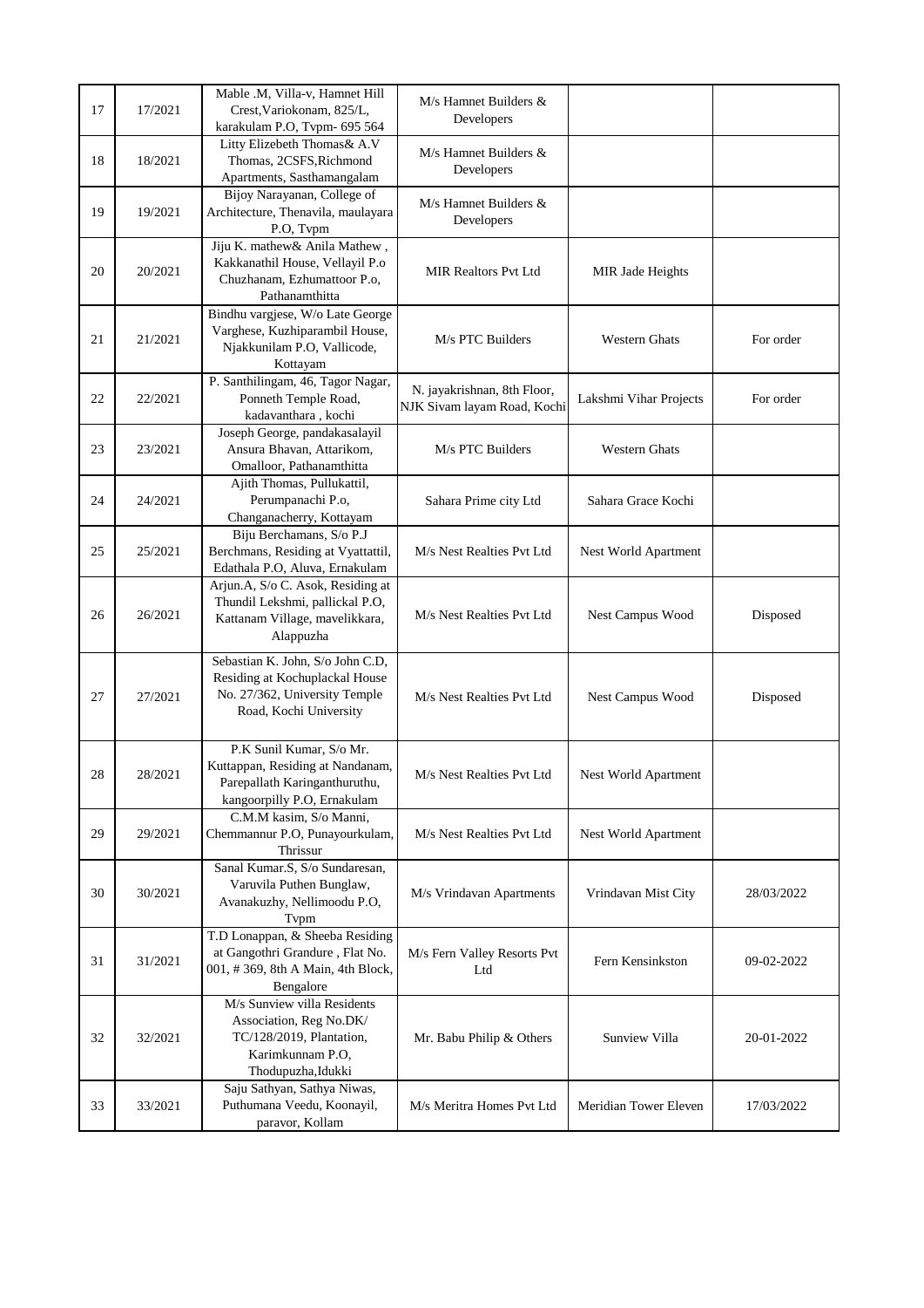| 17 | 17/2021 | Mable .M, Villa-v, Hamnet Hill Crest,Variokonam, 825/L, karakulam P.O, Tvpm- 695 564 | M/s Hamnet Builders & Developers | | |
|---|---|---|---|---|---|
| 18 | 18/2021 | Litty Elizebeth Thomas& A.V Thomas, 2CSFS,Richmond Apartments, Sasthamangalam | M/s Hamnet Builders & Developers | | |
| 19 | 19/2021 | Bijoy Narayanan, College of Architecture, Thenavila, maulayara P.O, Tvpm | M/s Hamnet Builders & Developers | | |
| 20 | 20/2021 | Jiju K. mathew& Anila Mathew , Kakkanathil House, Vellayil P.o Chuzhanam, Ezhumattoor P.o, Pathanamthitta | MIR Realtors Pvt Ltd | MIR Jade Heights | |
| 21 | 21/2021 | Bindhu vargjese, W/o Late George Varghese, Kuzhiparambil House, Njakkunilam P.O, Vallicode, Kottayam | M/s PTC Builders | Western Ghats | For order |
| 22 | 22/2021 | P. Santhilingam, 46, Tagor Nagar, Ponneth Temple Road, kadavanthara , kochi | N. jayakrishnan, 8th Floor, NJK Sivam layam Road, Kochi | Lakshmi Vihar Projects | For order |
| 23 | 23/2021 | Joseph George, pandakasalayil Ansura Bhavan, Attarikom, Omalloor, Pathanamthitta | M/s PTC Builders | Western Ghats | |
| 24 | 24/2021 | Ajith Thomas, Pullukattil, Perumpanachi P.o, Changanacherry, Kottayam | Sahara Prime city Ltd | Sahara Grace Kochi | |
| 25 | 25/2021 | Biju Berchamans, S/o P.J Berchmans, Residing at Vyattattil, Edathala P.O, Aluva, Ernakulam | M/s Nest Realties Pvt Ltd | Nest World Apartment | |
| 26 | 26/2021 | Arjun.A, S/o C. Asok, Residing at Thundil Lekshmi, pallickal P.O, Kattanam Village, mavelikkara, Alappuzha | M/s Nest Realties Pvt Ltd | Nest Campus Wood | Disposed |
| 27 | 27/2021 | Sebastian K. John, S/o John C.D, Residing at Kochuplackal House No. 27/362, University Temple Road, Kochi University | M/s Nest Realties Pvt Ltd | Nest Campus Wood | Disposed |
| 28 | 28/2021 | P.K Sunil Kumar, S/o Mr. Kuttappan, Residing at Nandanam, Parepallath Karinganthuruthu, kangoorpilly P.O, Ernakulam | M/s Nest Realties Pvt Ltd | Nest World Apartment | |
| 29 | 29/2021 | C.M.M kasim, S/o Manni, Chemmannur P.O, Punayourkulam, Thrissur | M/s Nest Realties Pvt Ltd | Nest World Apartment | |
| 30 | 30/2021 | Sanal Kumar.S, S/o Sundaresan, Varuvila Puthen Bunglaw, Avanakuzhy, Nellimoodu P.O, Tvpm | M/s Vrindavan Apartments | Vrindavan Mist City | 28/03/2022 |
| 31 | 31/2021 | T.D Lonappan, & Sheeba Residing at Gangothri Grandure , Flat No. 001, # 369, 8th A Main, 4th Block, Bengalore | M/s Fern Valley Resorts Pvt Ltd | Fern Kensinkston | 09-02-2022 |
| 32 | 32/2021 | M/s Sunview villa Residents Association, Reg No.DK/ TC/128/2019, Plantation, Karimkunnam P.O, Thodupuzha,Idukki | Mr. Babu Philip & Others | Sunview Villa | 20-01-2022 |
| 33 | 33/2021 | Saju Sathyan, Sathya Niwas, Puthumana Veedu, Koonayil, paravor, Kollam | M/s Meritra Homes Pvt Ltd | Meridian Tower Eleven | 17/03/2022 |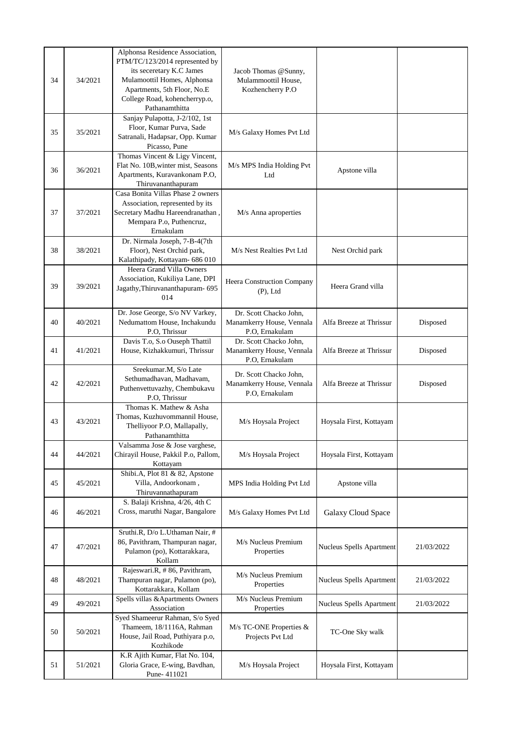| 34 | 34/2021 | Alphonsa Residence Association, PTM/TC/123/2014 represented by its seceretary K.C James Mulamoottil Homes, Alphonsa Apartments, 5th Floor, No.E College Road, kohencherryp.o, Pathanamthitta | Jacob Thomas @Sunny, Mulammoottil House, Kozhencherry P.O | | |
|---|---|---|---|---|---|
| 35 | 35/2021 | Sanjay Pulapotta, J-2/102, 1st Floor, Kumar Purva, Sade Satranali, Hadapsar, Opp. Kumar Picasso, Pune | M/s Galaxy Homes Pvt Ltd | | |
| 36 | 36/2021 | Thomas Vincent & Ligy Vincent, Flat No. 10B,winter mist, Seasons Apartments, Kuravankonam P.O, Thiruvananthapuram | M/s MPS India Holding Pvt Ltd | Apstone villa | |
| 37 | 37/2021 | Casa Bonita Villas Phase 2 owners Association, represented by its Secretary Madhu Hareendranathan , Mempara P.o, Puthencruz, Ernakulam | M/s Anna aproperties | | |
| 38 | 38/2021 | Dr. Nirmala Joseph, 7-B-4(7th Floor), Nest Orchid park, Kalathipady, Kottayam- 686 010 | M/s Nest Realties Pvt Ltd | Nest Orchid park | |
| 39 | 39/2021 | Heera Grand Villa Owners Association, Kukiliya Lane, DPI Jagathy,Thiruvananthapuram- 695 014 | Heera Construction Company (P), Ltd | Heera Grand villa | |
| 40 | 40/2021 | Dr. Jose George, S/o NV Varkey, Nedumattom House, Inchakundu P.O, Thrissur | Dr. Scott Chacko John, Manamkerry House, Vennala P.O, Ernakulam | Alfa Breeze at Thrissur | Disposed |
| 41 | 41/2021 | Davis T.o, S.o Ouseph Thattil House, Kizhakkumuri, Thrissur | Dr. Scott Chacko John, Manamkerry House, Vennala P.O, Ernakulam | Alfa Breeze at Thrissur | Disposed |
| 42 | 42/2021 | Sreekumar.M, S/o Late Sethumadhavan, Madhavam, Puthenvettuvazhy, Chembukavu P.O, Thrissur | Dr. Scott Chacko John, Manamkerry House, Vennala P.O, Ernakulam | Alfa Breeze at Thrissur | Disposed |
| 43 | 43/2021 | Thomas K. Mathew & Asha Thomas, Kuzhuvommannil House, Thelliyoor P.O, Mallapally, Pathanamthitta | M/s Hoysala Project | Hoysala First, Kottayam | |
| 44 | 44/2021 | Valsamma Jose & Jose varghese, Chirayil House, Pakkil P.o, Pallom, Kottayam | M/s Hoysala Project | Hoysala First, Kottayam | |
| 45 | 45/2021 | Shibi.A, Plot 81 & 82, Apstone Villa, Andoorkonam , Thiruvannathapuram | MPS India Holding Pvt Ltd | Apstone villa | |
| 46 | 46/2021 | S. Balaji Krishna, 4/26, 4th C Cross, maruthi Nagar, Bangalore | M/s Galaxy Homes Pvt Ltd | Galaxy Cloud Space | |
| 47 | 47/2021 | Sruthi.R, D/o L.Uthaman Nair, # 86, Pavithram, Thampuran nagar, Pulamon (po), Kottarakkara, Kollam | M/s Nucleus Premium Properties | Nucleus Spells Apartment | 21/03/2022 |
| 48 | 48/2021 | Rajeswari.R, # 86, Pavithram, Thampuran nagar, Pulamon (po), Kottarakkara, Kollam | M/s Nucleus Premium Properties | Nucleus Spells Apartment | 21/03/2022 |
| 49 | 49/2021 | Spells villas &Apartments Owners Association | M/s Nucleus Premium Properties | Nucleus Spells Apartment | 21/03/2022 |
| 50 | 50/2021 | Syed Shameerur Rahman, S/o Syed Thameem, 18/1116A, Rahman House, Jail Road, Puthiyara p.o, Kozhikode | M/s TC-ONE Properties & Projects Pvt Ltd | TC-One Sky walk | |
| 51 | 51/2021 | K.R Ajith Kumar, Flat No. 104, Gloria Grace, E-wing, Bavdhan, Pune- 411021 | M/s Hoysala Project | Hoysala First, Kottayam | |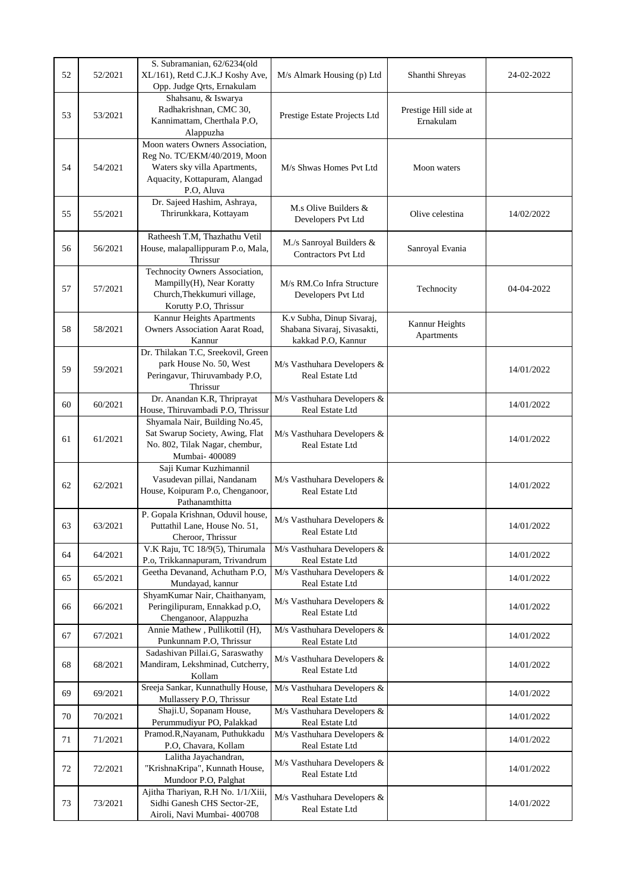| | | | | | |
|---|---|---|---|---|---|
| 52 | 52/2021 | S. Subramanian, 62/6234(old XL/161), Retd C.J.K.J Koshy Ave, Opp. Judge Qrts, Ernakulam | M/s Almark Housing (p) Ltd | Shanthi Shreyas | 24-02-2022 |
| 53 | 53/2021 | Shahsanu, & Iswarya Radhakrishnan, CMC 30, Kannimattam, Cherthala P.O, Alappuzha | Prestige Estate Projects Ltd | Prestige Hill side at Ernakulam | |
| 54 | 54/2021 | Moon waters Owners Association, Reg No. TC/EKM/40/2019, Moon Waters sky villa Apartments, Aquacity, Kottapuram, Alangad P.O, Aluva | M/s Shwas Homes Pvt Ltd | Moon waters | |
| 55 | 55/2021 | Dr. Sajeed Hashim, Ashraya, Thrirunkkara, Kottayam | M.s Olive Builders & Developers Pvt Ltd | Olive celestina | 14/02/2022 |
| 56 | 56/2021 | Ratheesh T.M, Thazhathu Vetil House, malapallippuram P.o, Mala, Thrissur | M./s Sanroyal Builders & Contractors Pvt Ltd | Sanroyal Evania | |
| 57 | 57/2021 | Technocity Owners Association, Mampilly(H), Near Koratty Church,Thekkumuri village, Korutty P.O, Thrissur | M/s RM.Co Infra Structure Developers Pvt Ltd | Technocity | 04-04-2022 |
| 58 | 58/2021 | Kannur Heights Apartments Owners Association Aarat Road, Kannur | K.v Subha, Dinup Sivaraj, Shabana Sivaraj, Sivasakti, kakkad P.O, Kannur | Kannur Heights Apartments | |
| 59 | 59/2021 | Dr. Thilakan T.C, Sreekovil, Green park House No. 50, West Peringavur, Thiruvambady P.O, Thrissur | M/s Vasthuhara Developers & Real Estate Ltd | | 14/01/2022 |
| 60 | 60/2021 | Dr. Anandan K.R, Thriprayat House, Thiruvambadi P.O, Thrissur | M/s Vasthuhara Developers & Real Estate Ltd | | 14/01/2022 |
| 61 | 61/2021 | Shyamala Nair, Building No.45, Sat Swarup Society, Awing, Flat No. 802, Tilak Nagar, chembur, Mumbai- 400089 | M/s Vasthuhara Developers & Real Estate Ltd | | 14/01/2022 |
| 62 | 62/2021 | Saji Kumar Kuzhimannil Vasudevan pillai, Nandanam House, Koipuram P.o, Chenganoor, Pathanamthitta | M/s Vasthuhara Developers & Real Estate Ltd | | 14/01/2022 |
| 63 | 63/2021 | P. Gopala Krishnan, Oduvil house, Puttathil Lane, House No. 51, Cheroor, Thrissur | M/s Vasthuhara Developers & Real Estate Ltd | | 14/01/2022 |
| 64 | 64/2021 | V.K Raju, TC 18/9(5), Thirumala P.o, Trikkannapuram, Trivandrum | M/s Vasthuhara Developers & Real Estate Ltd | | 14/01/2022 |
| 65 | 65/2021 | Geetha Devanand, Achutham P.O, Mundayad, kannur | M/s Vasthuhara Developers & Real Estate Ltd | | 14/01/2022 |
| 66 | 66/2021 | ShyamKumar Nair, Chaithanyam, Peringilipuram, Ennakkad p.O, Chenganoor, Alappuzha | M/s Vasthuhara Developers & Real Estate Ltd | | 14/01/2022 |
| 67 | 67/2021 | Annie Mathew , Pullikottil (H), Punkunnam P.O, Thrissur | M/s Vasthuhara Developers & Real Estate Ltd | | 14/01/2022 |
| 68 | 68/2021 | Sadashivan Pillai.G, Saraswathy Mandiram, Lekshminad, Cutcherry, Kollam | M/s Vasthuhara Developers & Real Estate Ltd | | 14/01/2022 |
| 69 | 69/2021 | Sreeja Sankar, Kunnathully House, Mullassery P.O, Thrissur | M/s Vasthuhara Developers & Real Estate Ltd | | 14/01/2022 |
| 70 | 70/2021 | Shaji.U, Sopanam House, Perummudiyur PO, Palakkad | M/s Vasthuhara Developers & Real Estate Ltd | | 14/01/2022 |
| 71 | 71/2021 | Pramod.R,Nayanam, Puthukkadu P.O, Chavara, Kollam | M/s Vasthuhara Developers & Real Estate Ltd | | 14/01/2022 |
| 72 | 72/2021 | Lalitha Jayachandran, "KrishnaKripa", Kunnath House, Mundoor P.O, Palghat | M/s Vasthuhara Developers & Real Estate Ltd | | 14/01/2022 |
| 73 | 73/2021 | Ajitha Thariyan, R.H No. 1/1/Xiii, Sidhi Ganesh CHS Sector-2E, Airoli, Navi Mumbai- 400708 | M/s Vasthuhara Developers & Real Estate Ltd | | 14/01/2022 |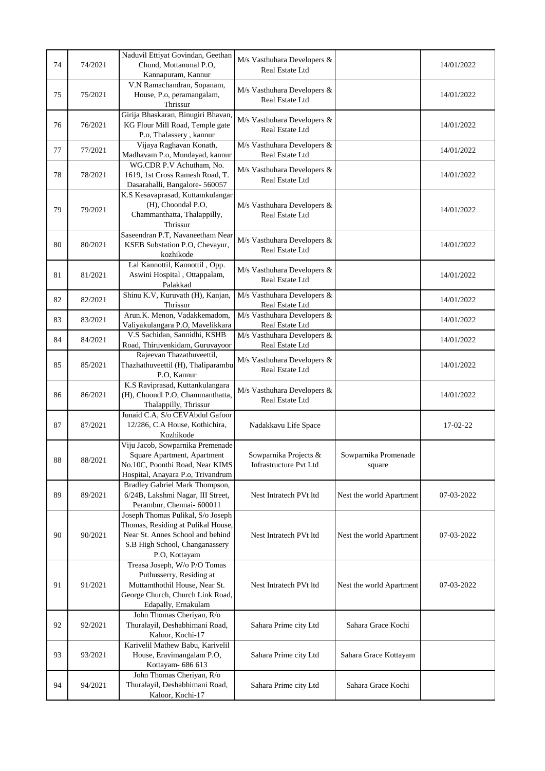| | | | | | |
|---|---|---|---|---|---|
| 74 | 74/2021 | Naduvil Ettiyat Govindan, Geethan Chund, Mottammal P.O, Kannapuram, Kannur | M/s Vasthuhara Developers & Real Estate Ltd | | 14/01/2022 |
| 75 | 75/2021 | V.N Ramachandran, Sopanam, House, P.o, peramangalam, Thrissur | M/s Vasthuhara Developers & Real Estate Ltd | | 14/01/2022 |
| 76 | 76/2021 | Girija Bhaskaran, Binugiri Bhavan, KG Flour Mill Road, Temple gate P.o, Thalassery , kannur | M/s Vasthuhara Developers & Real Estate Ltd | | 14/01/2022 |
| 77 | 77/2021 | Vijaya Raghavan Konath, Madhavam P.o, Mundayad, kannur | M/s Vasthuhara Developers & Real Estate Ltd | | 14/01/2022 |
| 78 | 78/2021 | WG.CDR P.V Achutham, No. 1619, 1st Cross Ramesh Road, T. Dasarahalli, Bangalore- 560057 | M/s Vasthuhara Developers & Real Estate Ltd | | 14/01/2022 |
| 79 | 79/2021 | K.S Kesavaprasad, Kuttamkulangar (H), Choondal P.O, Chammanthatta, Thalappilly, Thrissur | M/s Vasthuhara Developers & Real Estate Ltd | | 14/01/2022 |
| 80 | 80/2021 | Saseendran P.T, Navaneetham Near KSEB Substation P.O, Chevayur, kozhikode | M/s Vasthuhara Developers & Real Estate Ltd | | 14/01/2022 |
| 81 | 81/2021 | Lal Kannottil, Kannottil , Opp. Aswini Hospital , Ottappalam, Palakkad | M/s Vasthuhara Developers & Real Estate Ltd | | 14/01/2022 |
| 82 | 82/2021 | Shinu K.V, Kuruvath (H), Kanjan, Thrissur | M/s Vasthuhara Developers & Real Estate Ltd | | 14/01/2022 |
| 83 | 83/2021 | Arun.K. Menon, Vadakkemadom, Valiyakulangara P.O, Mavelikkara | M/s Vasthuhara Developers & Real Estate Ltd | | 14/01/2022 |
| 84 | 84/2021 | V.S Sachidan, Sannidhi, KSHB Road, Thiruvenkidam, Guruvayoor | M/s Vasthuhara Developers & Real Estate Ltd | | 14/01/2022 |
| 85 | 85/2021 | Rajeevan Thazathuveettil, Thazhathuveettil (H), Thaliparambu P.O, Kannur | M/s Vasthuhara Developers & Real Estate Ltd | | 14/01/2022 |
| 86 | 86/2021 | K.S Raviprasad, Kuttankulangara (H), Choondl P.O, Chammanthatta, Thalappilly, Thrissur | M/s Vasthuhara Developers & Real Estate Ltd | | 14/01/2022 |
| 87 | 87/2021 | Junaid C.A, S/o CEVAbdul Gafoor 12/286, C.A House, Kothichira, Kozhikode | Nadakkavu Life Space | | 17-02-22 |
| 88 | 88/2021 | Viju Jacob, Sowparnika Premenade Square Apartment, Apartment No.10C, Poonthi Road, Near KIMS Hospital, Anayara P.o, Trivandrum | Sowparnika Projects & Infrastructure Pvt Ltd | Sowparnika Promenade square | |
| 89 | 89/2021 | Bradley Gabriel Mark Thompson, 6/24B, Lakshmi Nagar, III Street, Perambur, Chennai- 600011 | Nest Intratech PVt ltd | Nest the world Apartment | 07-03-2022 |
| 90 | 90/2021 | Joseph Thomas Pulikal, S/o Joseph Thomas, Residing at Pulikal House, Near St. Annes School and behind S.B High School, Changanassery P.O, Kottayam | Nest Intratech PVt ltd | Nest the world Apartment | 07-03-2022 |
| 91 | 91/2021 | Treasa Joseph, W/o P/O Tomas Puthusserry, Residing at Muttamthothil House, Near St. George Church, Church Link Road, Edapally, Ernakulam | Nest Intratech PVt ltd | Nest the world Apartment | 07-03-2022 |
| 92 | 92/2021 | John Thomas Cheriyan, R/o Thuralayil, Deshabhimani Road, Kaloor, Kochi-17 | Sahara Prime city Ltd | Sahara Grace Kochi | |
| 93 | 93/2021 | Karivelil Mathew Babu, Karivelil House, Eravimangalam P.O, Kottayam- 686 613 | Sahara Prime city Ltd | Sahara Grace Kottayam | |
| 94 | 94/2021 | John Thomas Cheriyan, R/o Thuralayil, Deshabhimani Road, Kaloor, Kochi-17 | Sahara Prime city Ltd | Sahara Grace Kochi | |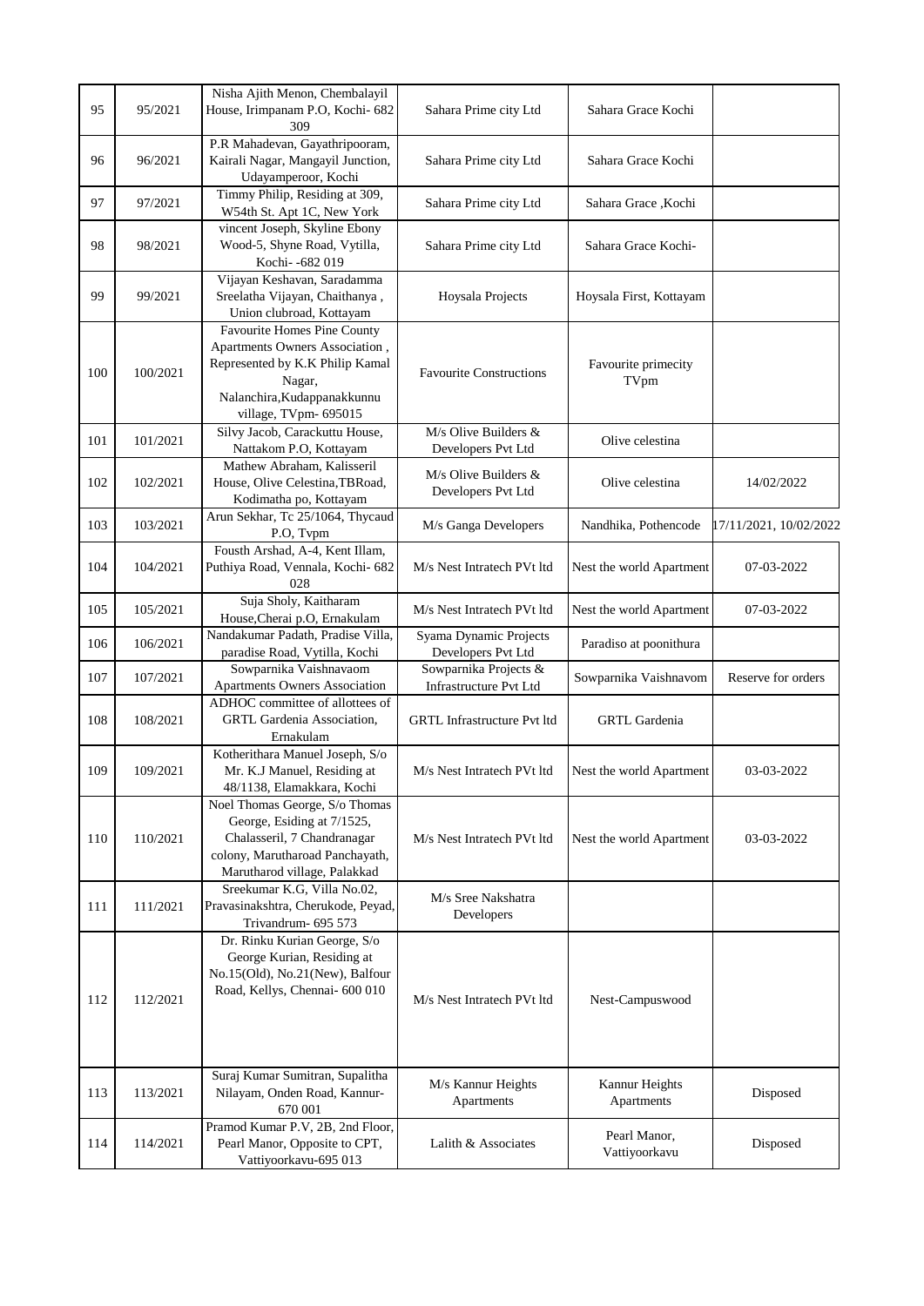| | | | | | |
|---|---|---|---|---|---|
| 95 | 95/2021 | Nisha Ajith Menon, Chembalayil House, Irimpanam P.O, Kochi- 682 309 | Sahara Prime city Ltd | Sahara Grace Kochi | |
| 96 | 96/2021 | P.R Mahadevan, Gayathripooram, Kairali Nagar, Mangayil Junction, Udayamperoor, Kochi | Sahara Prime city Ltd | Sahara Grace Kochi | |
| 97 | 97/2021 | Timmy Philip, Residing at 309, W54th St. Apt 1C, New York | Sahara Prime city Ltd | Sahara Grace ,Kochi | |
| 98 | 98/2021 | vincent Joseph, Skyline Ebony Wood-5, Shyne Road, Vytilla, Kochi- -682 019 | Sahara Prime city Ltd | Sahara Grace Kochi- | |
| 99 | 99/2021 | Vijayan Keshavan, Saradamma Sreelatha Vijayan, Chaithanya , Union clubroad, Kottayam | Hoysala Projects | Hoysala First, Kottayam | |
| 100 | 100/2021 | Favourite Homes Pine County Apartments Owners Association , Represented by K.K Philip Kamal Nagar, Nalanchira,Kudappanakkunnu village, TVpm- 695015 | Favourite Constructions | Favourite primecity TVpm | |
| 101 | 101/2021 | Silvy Jacob, Carackuttu House, Nattakom P.O, Kottayam | M/s Olive Builders & Developers Pvt Ltd | Olive celestina | |
| 102 | 102/2021 | Mathew Abraham, Kalisseril House, Olive Celestina,TBRoad, Kodimatha po, Kottayam | M/s Olive Builders & Developers Pvt Ltd | Olive celestina | 14/02/2022 |
| 103 | 103/2021 | Arun Sekhar, Tc 25/1064, Thycaud P.O, Tvpm | M/s Ganga Developers | Nandhika, Pothencode | 17/11/2021, 10/02/2022 |
| 104 | 104/2021 | Fousth Arshad, A-4, Kent Illam, Puthiya Road, Vennala, Kochi- 682 028 | M/s Nest Intratech PVt ltd | Nest the world Apartment | 07-03-2022 |
| 105 | 105/2021 | Suja Sholy, Kaitharam House,Cherai p.O, Ernakulam | M/s Nest Intratech PVt ltd | Nest the world Apartment | 07-03-2022 |
| 106 | 106/2021 | Nandakumar Padath, Pradise Villa, paradise Road, Vytilla, Kochi | Syama Dynamic Projects Developers Pvt Ltd | Paradiso at poonithura | |
| 107 | 107/2021 | Sowparnika Vaishnavaom Apartments Owners Association | Sowparnika Projects & Infrastructure Pvt Ltd | Sowparnika Vaishnavom | Reserve for orders |
| 108 | 108/2021 | ADHOC committee of allottees of GRTL Gardenia Association, Ernakulam | GRTL Infrastructure Pvt ltd | GRTL Gardenia | |
| 109 | 109/2021 | Kotherithara Manuel Joseph, S/o Mr. K.J Manuel, Residing at 48/1138, Elamakkara, Kochi | M/s Nest Intratech PVt ltd | Nest the world Apartment | 03-03-2022 |
| 110 | 110/2021 | Noel Thomas George, S/o Thomas George, Esiding at 7/1525, Chalasseril, 7 Chandranagar colony, Marutharoad Panchayath, Marutharod village, Palakkad | M/s Nest Intratech PVt ltd | Nest the world Apartment | 03-03-2022 |
| 111 | 111/2021 | Sreekumar K.G, Villa No.02, Pravasinakshtra, Cherukode, Peyad, Trivandrum- 695 573 | M/s Sree Nakshatra Developers | | |
| 112 | 112/2021 | Dr. Rinku Kurian George, S/o George Kurian, Residing at No.15(Old), No.21(New), Balfour Road, Kellys, Chennai- 600 010 | M/s Nest Intratech PVt ltd | Nest-Campuswood | |
| 113 | 113/2021 | Suraj Kumar Sumitran, Supalitha Nilayam, Onden Road, Kannur- 670 001 | M/s Kannur Heights Apartments | Kannur Heights Apartments | Disposed |
| 114 | 114/2021 | Pramod Kumar P.V, 2B, 2nd Floor, Pearl Manor, Opposite to CPT, Vattiyoorkavu-695 013 | Lalith & Associates | Pearl Manor, Vattiyoorkavu | Disposed |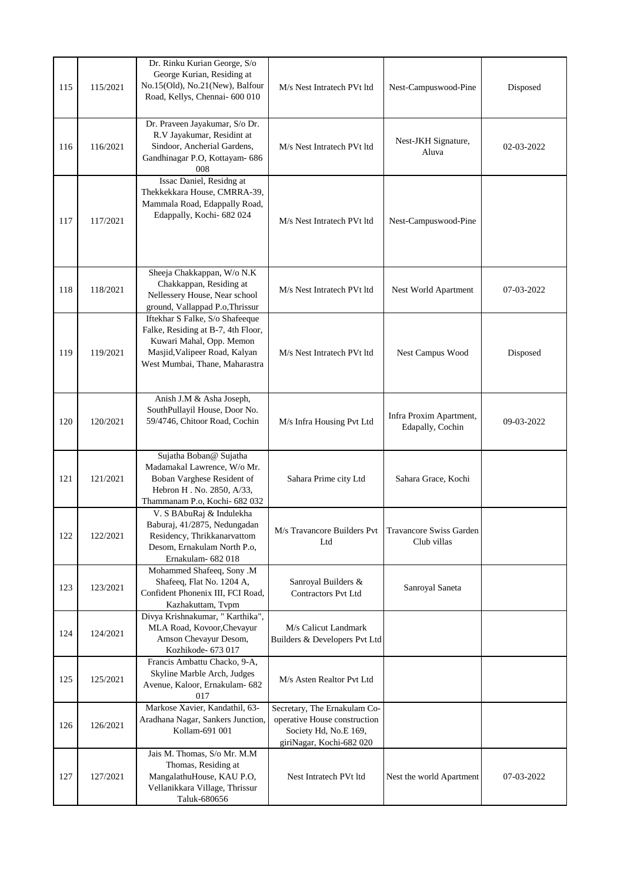| 115 | 115/2021 | Dr. Rinku Kurian George, S/o George Kurian, Residing at No.15(Old), No.21(New), Balfour Road, Kellys, Chennai- 600 010 | M/s Nest Intratech PVt ltd | Nest-Campuswood-Pine | Disposed |
|---|---|---|---|---|---|
| 116 | 116/2021 | Dr. Praveen Jayakumar, S/o Dr. R.V Jayakumar, Residint at Sindoor, Ancherial Gardens, Gandhinagar P.O, Kottayam- 686 008 | M/s Nest Intratech PVt ltd | Nest-JKH Signature, Aluva | 02-03-2022 |
| 117 | 117/2021 | Issac Daniel, Residng at Thekkekkara House, CMRRA-39, Mammala Road, Edappally Road, Edappally, Kochi- 682 024 | M/s Nest Intratech PVt ltd | Nest-Campuswood-Pine | |
| 118 | 118/2021 | Sheeja Chakkappan, W/o N.K Chakkappan, Residing at Nellessery House, Near school ground, Vallappad P.o,Thrissur | M/s Nest Intratech PVt ltd | Nest World Apartment | 07-03-2022 |
| 119 | 119/2021 | Iftekhar S Falke, S/o Shafeeque Falke, Residing at B-7, 4th Floor, Kuwari Mahal, Opp. Memon Masjid,Valipeer Road, Kalyan West Mumbai, Thane, Maharastra | M/s Nest Intratech PVt ltd | Nest Campus Wood | Disposed |
| 120 | 120/2021 | Anish J.M & Asha Joseph, SouthPullayil House, Door No. 59/4746, Chitoor Road, Cochin | M/s Infra Housing Pvt Ltd | Infra Proxim Apartment, Edapally, Cochin | 09-03-2022 |
| 121 | 121/2021 | Sujatha Boban@ Sujatha Madamakal Lawrence, W/o Mr. Boban Varghese Resident of Hebron H . No. 2850, A/33, Thammanam P.o, Kochi- 682 032 | Sahara Prime city Ltd | Sahara Grace, Kochi | |
| 122 | 122/2021 | V. S BAbuRaj & Indulekha Baburaj, 41/2875, Nedungadan Residency, Thrikkanarvattom Desom, Ernakulam North P.o, Ernakulam- 682 018 | M/s Travancore Builders Pvt Ltd | Travancore Swiss Garden Club villas | |
| 123 | 123/2021 | Mohammed Shafeeq, Sony .M Shafeeq, Flat No. 1204 A, Confident Phonenix III, FCI Road, Kazhakuttam, Tvpm | Sanroyal Builders & Contractors Pvt Ltd | Sanroyal Saneta | |
| 124 | 124/2021 | Divya Krishnakumar, " Karthika", MLA Road, Kovoor,Chevayur Amson Chevayur Desom, Kozhikode- 673 017 | M/s Calicut Landmark Builders & Developers Pvt Ltd | | |
| 125 | 125/2021 | Francis Ambattu Chacko, 9-A, Skyline Marble Arch, Judges Avenue, Kaloor, Ernakulam- 682 017 | M/s Asten Realtor Pvt Ltd | | |
| 126 | 126/2021 | Markose Xavier, Kandathil, 63-Aradhana Nagar, Sankers Junction, Kollam-691 001 | Secretary, The Ernakulam Co-operative House construction Society Hd, No.E 169, giriNagar, Kochi-682 020 | | |
| 127 | 127/2021 | Jais M. Thomas, S/o Mr. M.M Thomas, Residing at MangalathuHouse, KAU P.O, Vellanikkara Village, Thrissur Taluk-680656 | Nest Intratech PVt ltd | Nest the world Apartment | 07-03-2022 |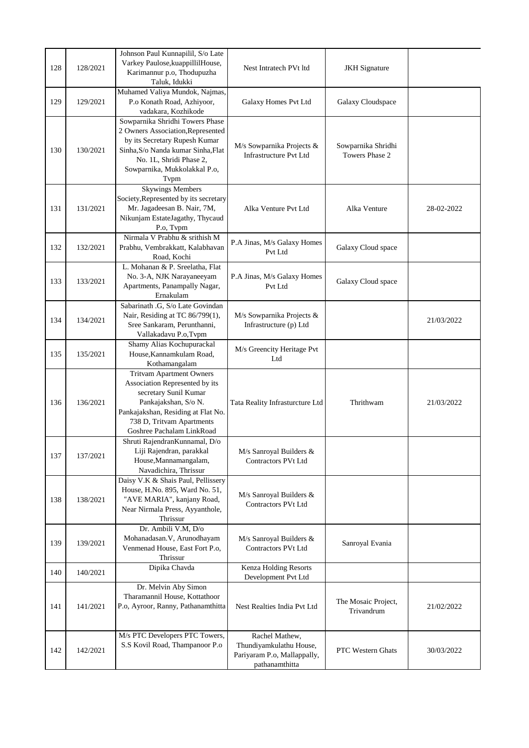| 128 | 128/2021 | Johnson Paul Kunnapilil, S/o Late Varkey Paulose,kuappillilHouse, Karimannur p.o, Thodupuzha Taluk, Idukki | Nest Intratech PVt ltd | JKH Signature | |
|---|---|---|---|---|---|
| 129 | 129/2021 | Muhamed Valiya Mundok, Najmas, P.o Konath Road, Azhiyoor, vadakara, Kozhikode | Galaxy Homes Pvt Ltd | Galaxy Cloudspace | |
| 130 | 130/2021 | Sowparnika Shridhi Towers Phase 2 Owners Association,Represented by its Secretary Rupesh Kumar Sinha,S/o Nanda kumar Sinha,Flat No. 1L, Shridi Phase 2, Sowparnika, Mukkolakkal P.o, Tvpm | M/s Sowparnika Projects & Infrastructure Pvt Ltd | Sowparnika Shridhi Towers Phase 2 | |
| 131 | 131/2021 | Skywings Members Society,Represented by its secretary Mr. Jagadeesan B. Nair, 7M, Nikunjam EstateJagathy, Thycaud P.o, Tvpm | Alka Venture Pvt Ltd | Alka Venture | 28-02-2022 |
| 132 | 132/2021 | Nirmala V Prabhu & srithish M Prabhu, Vembrakkatt, Kalabhavan Road, Kochi | P.A Jinas, M/s Galaxy Homes Pvt Ltd | Galaxy Cloud space | |
| 133 | 133/2021 | L. Mohanan & P. Sreelatha, Flat No. 3-A, NJK Narayaneeyam Apartments, Panampally Nagar, Ernakulam | P.A Jinas, M/s Galaxy Homes Pvt Ltd | Galaxy Cloud space | |
| 134 | 134/2021 | Sabarinath .G, S/o Late Govindan Nair, Residing at TC 86/799(1), Sree Sankaram, Perunthanni, Vallakadavu P.o,Tvpm | M/s Sowparnika Projects & Infrastructure (p) Ltd | | 21/03/2022 |
| 135 | 135/2021 | Shamy Alias Kochupurackal House,Kannamkulam Road, Kothamangalam | M/s Greencity Heritage Pvt Ltd | | |
| 136 | 136/2021 | Tritvam Apartment Owners Association Represented by its secretary Sunil Kumar Pankajakshan, S/o N. Pankajakshan, Residing at Flat No. 738 D, Tritvam Apartments Goshree Pachalam LinkRoad | Tata Reality Infrasturcture Ltd | Thrithwam | 21/03/2022 |
| 137 | 137/2021 | Shruti RajendranKunnamal, D/o Liji Rajendran, parakkal House,Mannamangalam, Navadichira, Thrissur | M/s Sanroyal Builders & Contractors PVt Ltd | | |
| 138 | 138/2021 | Daisy V.K & Shais Paul, Pellissery House, H.No. 895, Ward No. 51, "AVE MARIA", kanjany Road, Near Nirmala Press, Ayyanthole, Thrissur | M/s Sanroyal Builders & Contractors PVt Ltd | | |
| 139 | 139/2021 | Dr. Ambili V.M, D/o Mohanadasan.V, Arunodhayam Venmenad House, East Fort P.o, Thrissur | M/s Sanroyal Builders & Contractors PVt Ltd | Sanroyal Evania | |
| 140 | 140/2021 | Dipika Chavda | Kenza Holding Resorts Development Pvt Ltd | | |
| 141 | 141/2021 | Dr. Melvin Aby Simon Tharamannil House, Kottathoor P.o, Ayroor, Ranny, Pathanamthitta | Nest Realties India Pvt Ltd | The Mosaic Project, Trivandrum | 21/02/2022 |
| 142 | 142/2021 | M/s PTC Developers PTC Towers, S.S Kovil Road, Thampanoor P.o | Rachel Mathew, Thundiyamkulathu House, Pariyaram P.o, Mallappally, pathanamthitta | PTC Western Ghats | 30/03/2022 |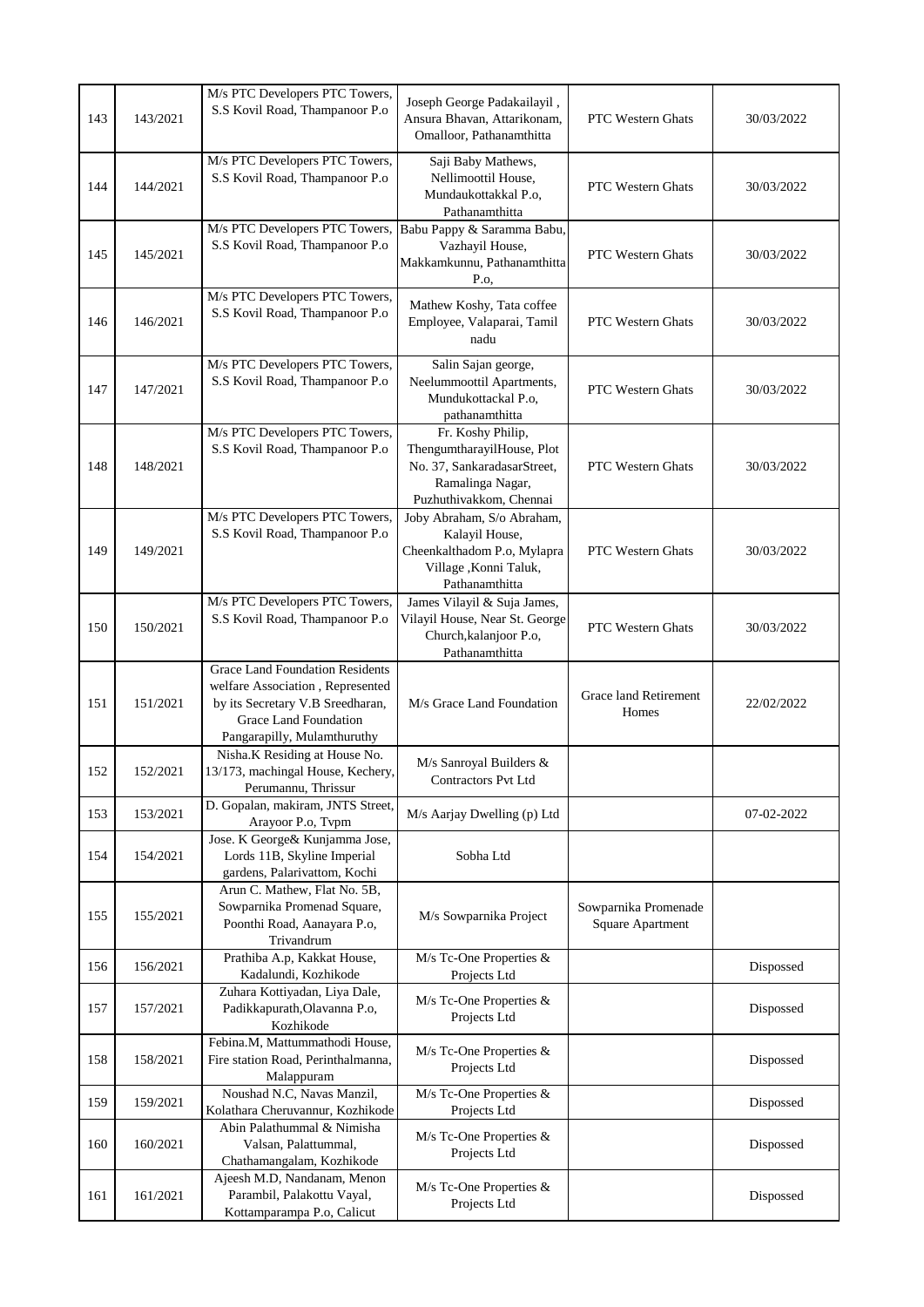| | | | | | |
|---|---|---|---|---|---|
| 143 | 143/2021 | M/s PTC Developers PTC Towers, S.S Kovil Road, Thampanoor P.o | Joseph George Padakailayil , Ansura Bhavan, Attarikonam, Omalloor, Pathanamthitta | PTC Western Ghats | 30/03/2022 |
| 144 | 144/2021 | M/s PTC Developers PTC Towers, S.S Kovil Road, Thampanoor P.o | Saji Baby Mathews, Nellimoottil House, Mundaukottakkal P.o, Pathanamthitta | PTC Western Ghats | 30/03/2022 |
| 145 | 145/2021 | M/s PTC Developers PTC Towers, S.S Kovil Road, Thampanoor P.o | Babu Pappy & Saramma Babu, Vazhayil House, Makkamkunnu, Pathanamthitta P.o, | PTC Western Ghats | 30/03/2022 |
| 146 | 146/2021 | M/s PTC Developers PTC Towers, S.S Kovil Road, Thampanoor P.o | Mathew Koshy, Tata coffee Employee, Valaparai, Tamil nadu | PTC Western Ghats | 30/03/2022 |
| 147 | 147/2021 | M/s PTC Developers PTC Towers, S.S Kovil Road, Thampanoor P.o | Salin Sajan george, Neelummoottil Apartments, Mundukottackal P.o, pathanamthitta | PTC Western Ghats | 30/03/2022 |
| 148 | 148/2021 | M/s PTC Developers PTC Towers, S.S Kovil Road, Thampanoor P.o | Fr. Koshy Philip, ThengumtharayilHouse, Plot No. 37, SankaradasarStreet, Ramalinga Nagar, Puzhuthivakkom, Chennai | PTC Western Ghats | 30/03/2022 |
| 149 | 149/2021 | M/s PTC Developers PTC Towers, S.S Kovil Road, Thampanoor P.o | Joby Abraham, S/o Abraham, Kalayil House, Cheenkalthadom P.o, Mylapra Village ,Konni Taluk, Pathanamthitta | PTC Western Ghats | 30/03/2022 |
| 150 | 150/2021 | M/s PTC Developers PTC Towers, S.S Kovil Road, Thampanoor P.o | James Vilayil & Suja James, Vilayil House, Near St. George Church,kalanjoor P.o, Pathanamthitta | PTC Western Ghats | 30/03/2022 |
| 151 | 151/2021 | Grace Land Foundation Residents welfare Association , Represented by its Secretary V.B Sreedharan, Grace Land Foundation Pangarapilly, Mulamthuruthy | M/s Grace Land Foundation | Grace land Retirement Homes | 22/02/2022 |
| 152 | 152/2021 | Nisha.K Residing at House No. 13/173, machingal House, Kechery, Perumannu, Thrissur | M/s Sanroyal Builders & Contractors Pvt Ltd | | |
| 153 | 153/2021 | D. Gopalan, makiram, JNTS Street, Arayoor P.o, Tvpm | M/s Aarjay Dwelling (p) Ltd | | 07-02-2022 |
| 154 | 154/2021 | Jose. K George& Kunjamma Jose, Lords 11B, Skyline Imperial gardens, Palarivattom, Kochi | Sobha Ltd | | |
| 155 | 155/2021 | Arun C. Mathew, Flat No. 5B, Sowparnika Promenad Square, Poonthi Road, Aanayara P.o, Trivandrum | M/s Sowparnika Project | Sowparnika Promenade Square Apartment | |
| 156 | 156/2021 | Prathiba A.p, Kakkat House, Kadalundi, Kozhikode | M/s Tc-One Properties & Projects Ltd | | Dispossed |
| 157 | 157/2021 | Zuhara Kottiyadan, Liya Dale, Padikkapurath,Olavanna P.o, Kozhikode | M/s Tc-One Properties & Projects Ltd | | Dispossed |
| 158 | 158/2021 | Febina.M, Mattummathodi House, Fire station Road, Perinthalmanna, Malappuram | M/s Tc-One Properties & Projects Ltd | | Dispossed |
| 159 | 159/2021 | Noushad N.C, Navas Manzil, Kolathara Cheruvannur, Kozhikode | M/s Tc-One Properties & Projects Ltd | | Dispossed |
| 160 | 160/2021 | Abin Palathummal & Nimisha Valsan, Palattummal, Chathamangalam, Kozhikode | M/s Tc-One Properties & Projects Ltd | | Dispossed |
| 161 | 161/2021 | Ajeesh M.D, Nandanam, Menon Parambil, Palakottu Vayal, Kottamparampa P.o, Calicut | M/s Tc-One Properties & Projects Ltd | | Dispossed |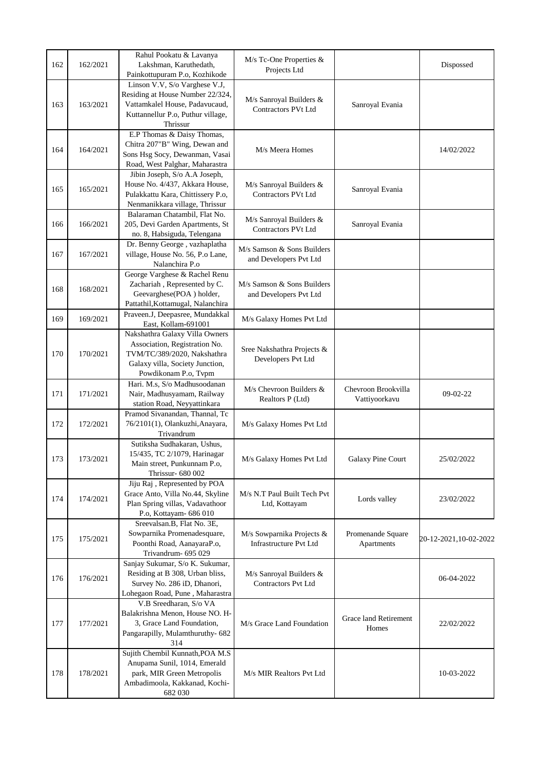| 162 | 162/2021 | Rahul Pookatu & Lavanya Lakshman, Karuthedath, Painkottupuram P.o, Kozhikode | M/s Tc-One Properties & Projects Ltd | | Dispossed |
|---|---|---|---|---|---|
| 163 | 163/2021 | Linson V.V, S/o Varghese V.J, Residing at House Number 22/324, Vattamkalel House, Padavucaud, Kuttannellur P.o, Puthur village, Thrissur | M/s Sanroyal Builders & Contractors PVt Ltd | Sanroyal Evania | |
| 164 | 164/2021 | E.P Thomas & Daisy Thomas, Chitra 207"B" Wing, Dewan and Sons Hsg Socy, Dewanman, Vasai Road, West Palghar, Maharastra | M/s Meera Homes | | 14/02/2022 |
| 165 | 165/2021 | Jibin Joseph, S/o A.A Joseph, House No. 4/437, Akkara House, Pulakkattu Kara, Chittissery P.o, Nenmanikkara village, Thrissur | M/s Sanroyal Builders & Contractors PVt Ltd | Sanroyal Evania | |
| 166 | 166/2021 | Balaraman Chatambil, Flat No. 205, Devi Garden Apartments, St no. 8, Habsiguda, Telengana | M/s Sanroyal Builders & Contractors PVt Ltd | Sanroyal Evania | |
| 167 | 167/2021 | Dr. Benny George , vazhaplatha village, House No. 56, P.o Lane, Nalanchira P.o | M/s Samson & Sons Builders and Developers Pvt Ltd | | |
| 168 | 168/2021 | George Varghese & Rachel Renu Zachariah , Represented by C. Geevarghese(POA ) holder, Pattathil,Kottamugal, Nalanchira | M/s Samson & Sons Builders and Developers Pvt Ltd | | |
| 169 | 169/2021 | Praveen.J, Deepasree, Mundakkal East, Kollam-691001 | M/s Galaxy Homes Pvt Ltd | | |
| 170 | 170/2021 | Nakshathra Galaxy Villa Owners Association, Registration No. TVM/TC/389/2020, Nakshathra Galaxy villa, Society Junction, Powdikonam P.o, Tvpm | Sree Nakshathra Projects & Developers Pvt Ltd | | |
| 171 | 171/2021 | Hari. M.s, S/o Madhusoodanan Nair, Madhusyamam, Railway station Road, Neyyattinkara | M/s Chevroon Builders & Realtors P (Ltd) | Chevroon Brookvilla Vattiyoorkavu | 09-02-22 |
| 172 | 172/2021 | Pramod Sivanandan, Thannal, Tc 76/2101(1), Olankuzhi,Anayara, Trivandrum | M/s Galaxy Homes Pvt Ltd | | |
| 173 | 173/2021 | Sutiksha Sudhakaran, Ushus, 15/435, TC 2/1079, Harinagar Main street, Punkunnam P.o, Thrissur- 680 002 | M/s Galaxy Homes Pvt Ltd | Galaxy Pine Court | 25/02/2022 |
| 174 | 174/2021 | Jiju Raj , Represented by POA Grace Anto, Villa No.44, Skyline Plan Spring villas, Vadavathoor P.o, Kottayam- 686 010 | M/s N.T Paul Built Tech Pvt Ltd, Kottayam | Lords valley | 23/02/2022 |
| 175 | 175/2021 | Sreevalsan.B, Flat No. 3E, Sowparnika Promenadesquare, Poonthi Road, AanayaraP.o, Trivandrum- 695 029 | M/s Sowparnika Projects & Infrastructure Pvt Ltd | Promenande Square Apartments | 20-12-2021,10-02-2022 |
| 176 | 176/2021 | Sanjay Sukumar, S/o K. Sukumar, Residing at B 308, Urban bliss, Survey No. 286 iD, Dhanori, Lohegaon Road, Pune , Maharastra | M/s Sanroyal Builders & Contractors Pvt Ltd | | 06-04-2022 |
| 177 | 177/2021 | V.B Sreedharan, S/o VA Balakrishna Menon, House NO. H-3, Grace Land Foundation, Pangarapilly, Mulamthuruthy- 682 314 | M/s Grace Land Foundation | Grace land Retirement Homes | 22/02/2022 |
| 178 | 178/2021 | Sujith Chembil Kunnath,POA M.S Anupama Sunil, 1014, Emerald park, MIR Green Metropolis Ambadimoola, Kakkanad, Kochi-682 030 | M/s MIR Realtors Pvt Ltd | | 10-03-2022 |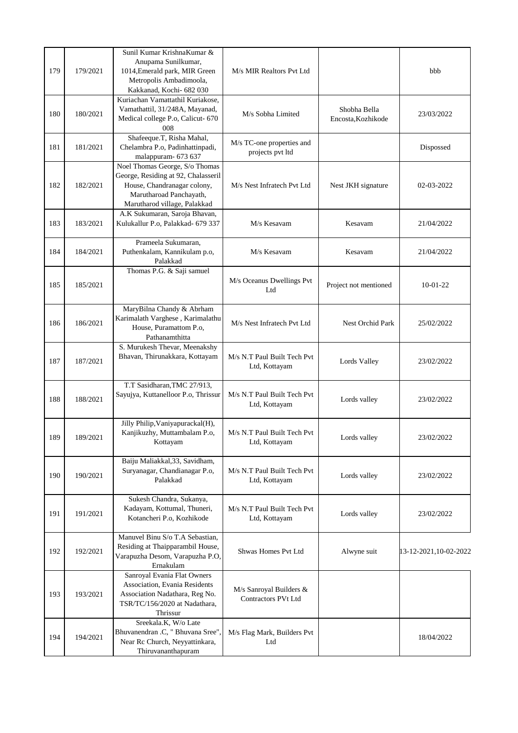| | | | | | |
|---|---|---|---|---|---|
| 179 | 179/2021 | Sunil Kumar KrishnaKumar & Anupama Sunilkumar, 1014,Emerald park, MIR Green Metropolis Ambadimoola, Kakkanad, Kochi- 682 030 | M/s MIR Realtors Pvt Ltd | | bbb |
| 180 | 180/2021 | Kuriachan Vamattathil Kuriakose, Vamathattil, 31/248A, Mayanad, Medical college P.o, Calicut- 670 008 | M/s Sobha Limited | Shobha Bella Encosta,Kozhikode | 23/03/2022 |
| 181 | 181/2021 | Shafeeque.T, Risha Mahal, Chelambra P.o, Padinhattinpadi, malappuram- 673 637 | M/s TC-one properties and projects pvt ltd | | Dispossed |
| 182 | 182/2021 | Noel Thomas George, S/o Thomas George, Residing at 92, Chalasseril House, Chandranagar colony, Marutharoad Panchayath, Marutharod village, Palakkad | M/s Nest Infratech Pvt Ltd | Nest JKH signature | 02-03-2022 |
| 183 | 183/2021 | A.K Sukumaran, Saroja Bhavan, Kulukallur P.o, Palakkad- 679 337 | M/s Kesavam | Kesavam | 21/04/2022 |
| 184 | 184/2021 | Prameela Sukumaran, Puthenkalam, Kannikulam p.o, Palakkad | M/s Kesavam | Kesavam | 21/04/2022 |
| 185 | 185/2021 | Thomas P.G. & Saji samuel | M/s Oceanus Dwellings Pvt Ltd | Project not mentioned | 10-01-22 |
| 186 | 186/2021 | MaryBilna Chandy & Abrham Karimalath Varghese , Karimalathu House, Puramattom P.o, Pathanamthitta | M/s Nest Infratech Pvt Ltd | Nest Orchid Park | 25/02/2022 |
| 187 | 187/2021 | S. Murukesh Thevar, Meenakshy Bhavan, Thirunakkara, Kottayam | M/s N.T Paul Built Tech Pvt Ltd, Kottayam | Lords Valley | 23/02/2022 |
| 188 | 188/2021 | T.T Sasidharan,TMC 27/913, Sayujya, Kuttanelloor P.o, Thrissur | M/s N.T Paul Built Tech Pvt Ltd, Kottayam | Lords valley | 23/02/2022 |
| 189 | 189/2021 | Jilly Philip,Vaniyapurackal(H), Kanjikuzhy, Muttambalam P.o, Kottayam | M/s N.T Paul Built Tech Pvt Ltd, Kottayam | Lords valley | 23/02/2022 |
| 190 | 190/2021 | Baiju Maliakkal,33, Savidham, Suryanagar, Chandianagar P.o, Palakkad | M/s N.T Paul Built Tech Pvt Ltd, Kottayam | Lords valley | 23/02/2022 |
| 191 | 191/2021 | Sukesh Chandra, Sukanya, Kadayam, Kottumal, Thuneri, Kotancheri P.o, Kozhikode | M/s N.T Paul Built Tech Pvt Ltd, Kottayam | Lords valley | 23/02/2022 |
| 192 | 192/2021 | Manuvel Binu S/o T.A Sebastian, Residing at Thaipparambil House, Varapuzha Desom, Varapuzha P.O, Ernakulam | Shwas Homes Pvt Ltd | Alwyne suit | 13-12-2021,10-02-2022 |
| 193 | 193/2021 | Sanroyal Evania Flat Owners Association, Evania Residents Association Nadathara, Reg No. TSR/TC/156/2020 at Nadathara, Thrissur | M/s Sanroyal Builders & Contractors PVt Ltd | | |
| 194 | 194/2021 | Sreekala.K, W/o Late Bhuvanendran .C, " Bhuvana Sree", Near Rc Church, Neyyattinkara, Thiruvananthapuram | M/s Flag Mark, Builders Pvt Ltd | | 18/04/2022 |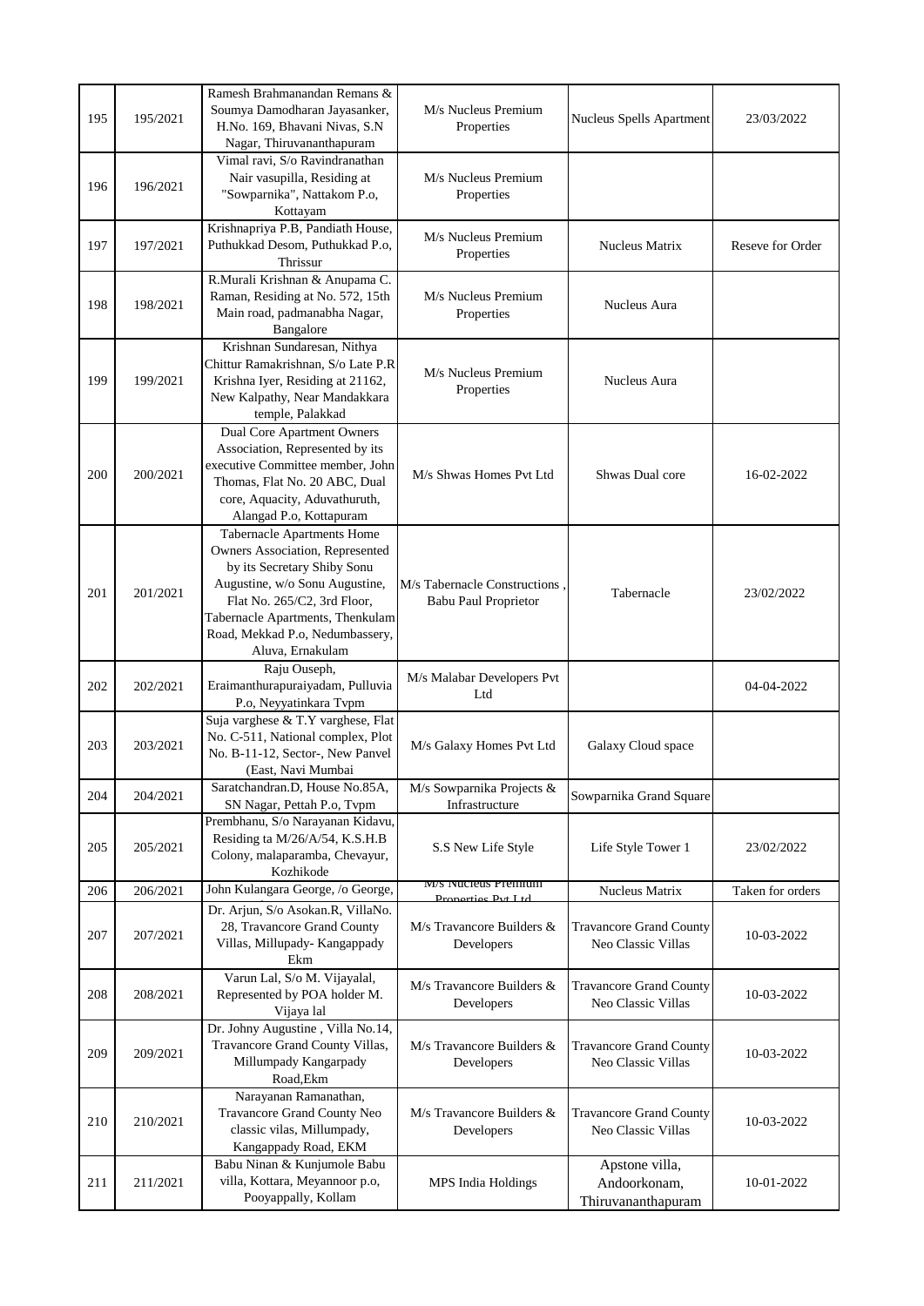| 195 | 195/2021 | Ramesh Brahmanandan Remans & Soumya Damodharan Jayasanker, H.No. 169, Bhavani Nivas, S.N Nagar, Thiruvananthapuram | M/s Nucleus Premium Properties | Nucleus Spells Apartment | 23/03/2022 |
|---|---|---|---|---|---|
| 196 | 196/2021 | Vimal ravi, S/o Ravindranathan Nair vasupilla, Residing at "Sowparnika", Nattakom P.o, Kottayam | M/s Nucleus Premium Properties | | |
| 197 | 197/2021 | Krishnapriya P.B, Pandiath House, Puthukkad Desom, Puthukkad P.o, Thrissur | M/s Nucleus Premium Properties | Nucleus Matrix | Reseve for Order |
| 198 | 198/2021 | R.Murali Krishnan & Anupama C. Raman, Residing at No. 572, 15th Main road, padmanabha Nagar, Bangalore | M/s Nucleus Premium Properties | Nucleus Aura | |
| 199 | 199/2021 | Krishnan Sundaresan, Nithya Chittur Ramakrishnan, S/o Late P.R Krishna Iyer, Residing at 21162, New Kalpathy, Near Mandakkara temple, Palakkad | M/s Nucleus Premium Properties | Nucleus Aura | |
| 200 | 200/2021 | Dual Core Apartment Owners Association, Represented by its executive Committee member, John Thomas, Flat No. 20 ABC, Dual core, Aquacity, Aduvathuruth, Alangad P.o, Kottapuram | M/s Shwas Homes Pvt Ltd | Shwas Dual core | 16-02-2022 |
| 201 | 201/2021 | Tabernacle Apartments Home Owners Association, Represented by its Secretary Shiby Sonu Augustine, w/o Sonu Augustine, Flat No. 265/C2, 3rd Floor, Tabernacle Apartments, Thenkulam Road, Mekkad P.o, Nedumbassery, Aluva, Ernakulam | M/s Tabernacle Constructions , Babu Paul Proprietor | Tabernacle | 23/02/2022 |
| 202 | 202/2021 | Raju Ouseph, Eraimanthurapuraiyadam, Pulluvia P.o, Neyyatinkara Tvpm | M/s Malabar Developers Pvt Ltd | | 04-04-2022 |
| 203 | 203/2021 | Suja varghese & T.Y varghese, Flat No. C-511, National complex, Plot No. B-11-12, Sector-, New Panvel (East, Navi Mumbai | M/s Galaxy Homes Pvt Ltd | Galaxy Cloud space | |
| 204 | 204/2021 | Saratchandran.D, House No.85A, SN Nagar, Pettah P.o, Tvpm | M/s Sowparnika Projects & Infrastructure | Sowparnika Grand Square | |
| 205 | 205/2021 | Prembhanu, S/o Narayanan Kidavu, Residing ta M/26/A/54, K.S.H.B Colony, malaparamba, Chevayur, Kozhikode | S.S New Life Style | Life Style Tower 1 | 23/02/2022 |
| 206 | 206/2021 | John Kulangara George, /o George, | M/s Nucleus Premium Properties Pvt Ltd | Nucleus Matrix | Taken for orders |
| 207 | 207/2021 | Dr. Arjun, S/o Asokan.R, VillaNo. 28, Travancore Grand County Villas, Millupady- Kangappady Ekm | M/s Travancore Builders & Developers | Travancore Grand County Neo Classic Villas | 10-03-2022 |
| 208 | 208/2021 | Varun Lal, S/o M. Vijayalal, Represented by POA holder M. Vijaya lal | M/s Travancore Builders & Developers | Travancore Grand County Neo Classic Villas | 10-03-2022 |
| 209 | 209/2021 | Dr. Johny Augustine , Villa No.14, Travancore Grand County Villas, Millumpady Kangarpady Road,Ekm | M/s Travancore Builders & Developers | Travancore Grand County Neo Classic Villas | 10-03-2022 |
| 210 | 210/2021 | Narayanan Ramanathan, Travancore Grand County Neo classic vilas, Millumpady, Kangappady Road, EKM | M/s Travancore Builders & Developers | Travancore Grand County Neo Classic Villas | 10-03-2022 |
| 211 | 211/2021 | Babu Ninan & Kunjumole Babu villa, Kottara, Meyannoor p.o, Pooyappally, Kollam | MPS India Holdings | Apstone villa, Andoorkonam, Thiruvananthapuram | 10-01-2022 |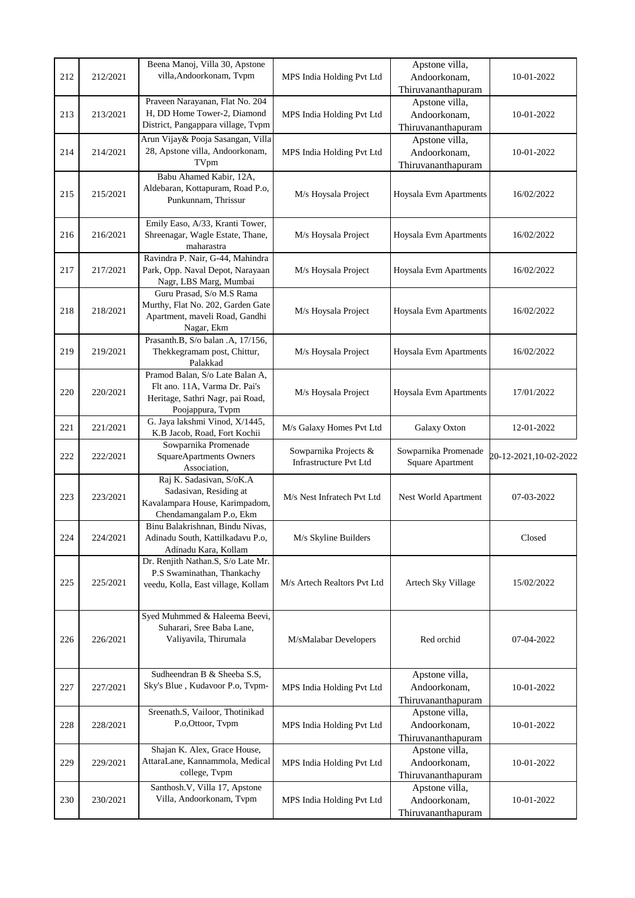| | | | | | |
|---|---|---|---|---|---|
| 212 | 212/2021 | Beena Manoj, Villa 30, Apstone villa,Andoorkonam, Tvpm | MPS India Holding Pvt Ltd | Apstone villa, Andoorkonam, Thiruvananthapuram | 10-01-2022 |
| 213 | 213/2021 | Praveen Narayanan, Flat No. 204 H, DD Home Tower-2, Diamond District, Pangappara village, Tvpm | MPS India Holding Pvt Ltd | Apstone villa, Andoorkonam, Thiruvananthapuram | 10-01-2022 |
| 214 | 214/2021 | Arun Vijay& Pooja Sasangan, Villa 28, Apstone villa, Andoorkonam, TVpm | MPS India Holding Pvt Ltd | Apstone villa, Andoorkonam, Thiruvananthapuram | 10-01-2022 |
| 215 | 215/2021 | Babu Ahamed Kabir, 12A, Aldebaran, Kottapuram, Road P.o, Punkunnam, Thrissur | M/s Hoysala Project | Hoysala Evm Apartments | 16/02/2022 |
| 216 | 216/2021 | Emily Easo, A/33, Kranti Tower, Shreenagar, Wagle Estate, Thane, maharastra | M/s Hoysala Project | Hoysala Evm Apartments | 16/02/2022 |
| 217 | 217/2021 | Ravindra P. Nair, G-44, Mahindra Park, Opp. Naval Depot, Narayaan Nagr, LBS Marg, Mumbai | M/s Hoysala Project | Hoysala Evm Apartments | 16/02/2022 |
| 218 | 218/2021 | Guru Prasad, S/o M.S Rama Murthy, Flat No. 202, Garden Gate Apartment, maveli Road, Gandhi Nagar, Ekm | M/s Hoysala Project | Hoysala Evm Apartments | 16/02/2022 |
| 219 | 219/2021 | Prasanth.B, S/o balan .A, 17/156, Thekkegramam post, Chittur, Palakkad | M/s Hoysala Project | Hoysala Evm Apartments | 16/02/2022 |
| 220 | 220/2021 | Pramod Balan, S/o Late Balan A, Flt ano. 11A, Varma Dr. Pai's Heritage, Sathri Nagr, pai Road, Poojappura, Tvpm | M/s Hoysala Project | Hoysala Evm Apartments | 17/01/2022 |
| 221 | 221/2021 | G. Jaya lakshmi Vinod, X/1445, K.B Jacob, Road, Fort Kochii | M/s Galaxy Homes Pvt Ltd | Galaxy Oxton | 12-01-2022 |
| 222 | 222/2021 | Sowparnika Promenade SquareApartments Owners Association, | Sowparnika Projects & Infrastructure Pvt Ltd | Sowparnika Promenade Square Apartment | 20-12-2021,10-02-2022 |
| 223 | 223/2021 | Raj K. Sadasivan, S/oK.A Sadasivan, Residing at Kavalampara House, Karimpadom, Chendamangalam P.o, Ekm | M/s Nest Infratech Pvt Ltd | Nest World Apartment | 07-03-2022 |
| 224 | 224/2021 | Binu Balakrishnan, Bindu Nivas, Adinadu South, Kattilkadavu P.o, Adinadu Kara, Kollam | M/s Skyline Builders | | Closed |
| 225 | 225/2021 | Dr. Renjith Nathan.S, S/o Late Mr. P.S Swaminathan, Thankachy veedu, Kolla, East village, Kollam | M/s Artech Realtors Pvt Ltd | Artech Sky Village | 15/02/2022 |
| 226 | 226/2021 | Syed Muhmmed & Haleema Beevi, Suharari, Sree Baba Lane, Valiyavila, Thirumala | M/sMalabar Developers | Red orchid | 07-04-2022 |
| 227 | 227/2021 | Sudheendran B & Sheeba S.S, Sky's Blue , Kudavoor P.o, Tvpm- | MPS India Holding Pvt Ltd | Apstone villa, Andoorkonam, Thiruvananthapuram | 10-01-2022 |
| 228 | 228/2021 | Sreenath.S, Vailoor, Thotinikad P.o,Ottoor, Tvpm | MPS India Holding Pvt Ltd | Apstone villa, Andoorkonam, Thiruvananthapuram | 10-01-2022 |
| 229 | 229/2021 | Shajan K. Alex, Grace House, AttaraLane, Kannammola, Medical college, Tvpm | MPS India Holding Pvt Ltd | Apstone villa, Andoorkonam, Thiruvananthapuram | 10-01-2022 |
| 230 | 230/2021 | Santhosh.V, Villa 17, Apstone Villa, Andoorkonam, Tvpm | MPS India Holding Pvt Ltd | Apstone villa, Andoorkonam, Thiruvananthapuram | 10-01-2022 |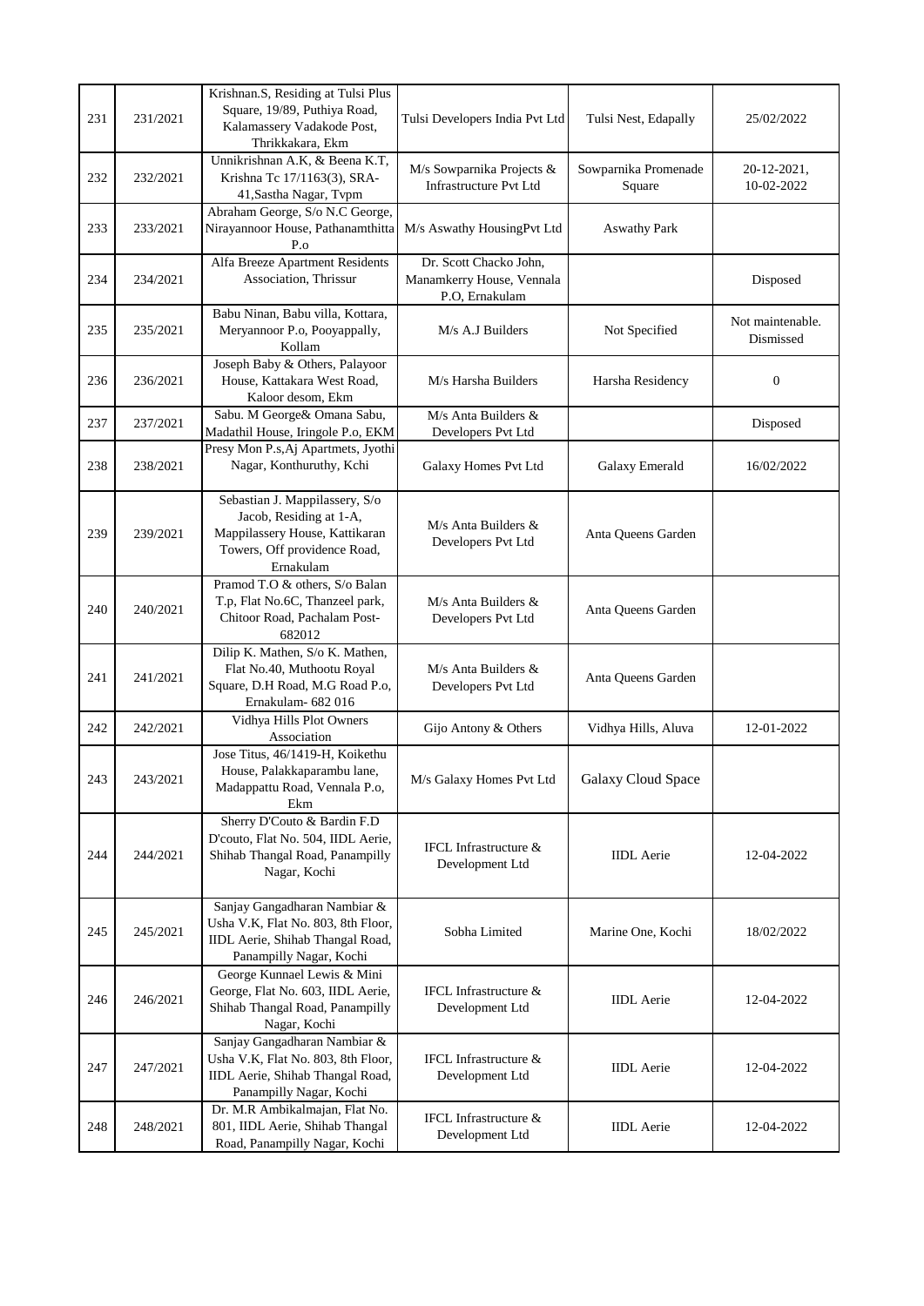| 231 | 231/2021 | Krishnan.S, Residing at Tulsi Plus Square, 19/89, Puthiya Road, Kalamassery Vadakode Post, Thrikkakara, Ekm | Tulsi Developers India Pvt Ltd | Tulsi Nest, Edapally | 25/02/2022 |
|---|---|---|---|---|---|
| 232 | 232/2021 | Unnikrishnan A.K, & Beena K.T, Krishna Tc 17/1163(3), SRA-41,Sastha Nagar, Tvpm | M/s Sowparnika Projects & Infrastructure Pvt Ltd | Sowparnika Promenade Square | 20-12-2021, 10-02-2022 |
| 233 | 233/2021 | Abraham George, S/o N.C George, Nirayannoor House, Pathanamthitta P.o | M/s Aswathy HousingPvt Ltd | Aswathy Park | |
| 234 | 234/2021 | Alfa Breeze Apartment Residents Association, Thrissur | Dr. Scott Chacko John, Manamkerry House, Vennala P.O, Ernakulam | | Disposed |
| 235 | 235/2021 | Babu Ninan, Babu villa, Kottara, Meryannoor P.o, Pooyappally, Kollam | M/s A.J Builders | Not Specified | Not maintenable. Dismissed |
| 236 | 236/2021 | Joseph Baby & Others, Palayoor House, Kattakara West Road, Kaloor desom, Ekm | M/s Harsha Builders | Harsha Residency | 0 |
| 237 | 237/2021 | Sabu. M George& Omana Sabu, Madathil House, Iringole P.o, EKM | M/s Anta Builders & Developers Pvt Ltd | | Disposed |
| 238 | 238/2021 | Presy Mon P.s,Aj Apartmets, Jyothi Nagar, Konthuruthy, Kchi | Galaxy Homes Pvt Ltd | Galaxy Emerald | 16/02/2022 |
| 239 | 239/2021 | Sebastian J. Mappilassery, S/o Jacob, Residing at 1-A, Mappilassery House, Kattikaran Towers, Off providence Road, Ernakulam | M/s Anta Builders & Developers Pvt Ltd | Anta Queens Garden | |
| 240 | 240/2021 | Pramod T.O & others, S/o Balan T.p, Flat No.6C, Thanzeel park, Chitoor Road, Pachalam Post-682012 | M/s Anta Builders & Developers Pvt Ltd | Anta Queens Garden | |
| 241 | 241/2021 | Dilip K. Mathen, S/o K. Mathen, Flat No.40, Muthootu Royal Square, D.H Road, M.G Road P.o, Ernakulam- 682 016 | M/s Anta Builders & Developers Pvt Ltd | Anta Queens Garden | |
| 242 | 242/2021 | Vidhya Hills Plot Owners Association | Gijo Antony & Others | Vidhya Hills, Aluva | 12-01-2022 |
| 243 | 243/2021 | Jose Titus, 46/1419-H, Koikethu House, Palakkaparambu lane, Madappattu Road, Vennala P.o, Ekm | M/s Galaxy Homes Pvt Ltd | Galaxy Cloud Space | |
| 244 | 244/2021 | Sherry D'Couto & Bardin F.D D'couto, Flat No. 504, IIDL Aerie, Shihab Thangal Road, Panampilly Nagar, Kochi | IFCL Infrastructure & Development Ltd | IIDL Aerie | 12-04-2022 |
| 245 | 245/2021 | Sanjay Gangadharan Nambiar & Usha V.K, Flat No. 803, 8th Floor, IIDL Aerie, Shihab Thangal Road, Panampilly Nagar, Kochi | Sobha Limited | Marine One, Kochi | 18/02/2022 |
| 246 | 246/2021 | George Kunnael Lewis & Mini George, Flat No. 603, IIDL Aerie, Shihab Thangal Road, Panampilly Nagar, Kochi | IFCL Infrastructure & Development Ltd | IIDL Aerie | 12-04-2022 |
| 247 | 247/2021 | Sanjay Gangadharan Nambiar & Usha V.K, Flat No. 803, 8th Floor, IIDL Aerie, Shihab Thangal Road, Panampilly Nagar, Kochi | IFCL Infrastructure & Development Ltd | IIDL Aerie | 12-04-2022 |
| 248 | 248/2021 | Dr. M.R Ambikalmajan, Flat No. 801, IIDL Aerie, Shihab Thangal Road, Panampilly Nagar, Kochi | IFCL Infrastructure & Development Ltd | IIDL Aerie | 12-04-2022 |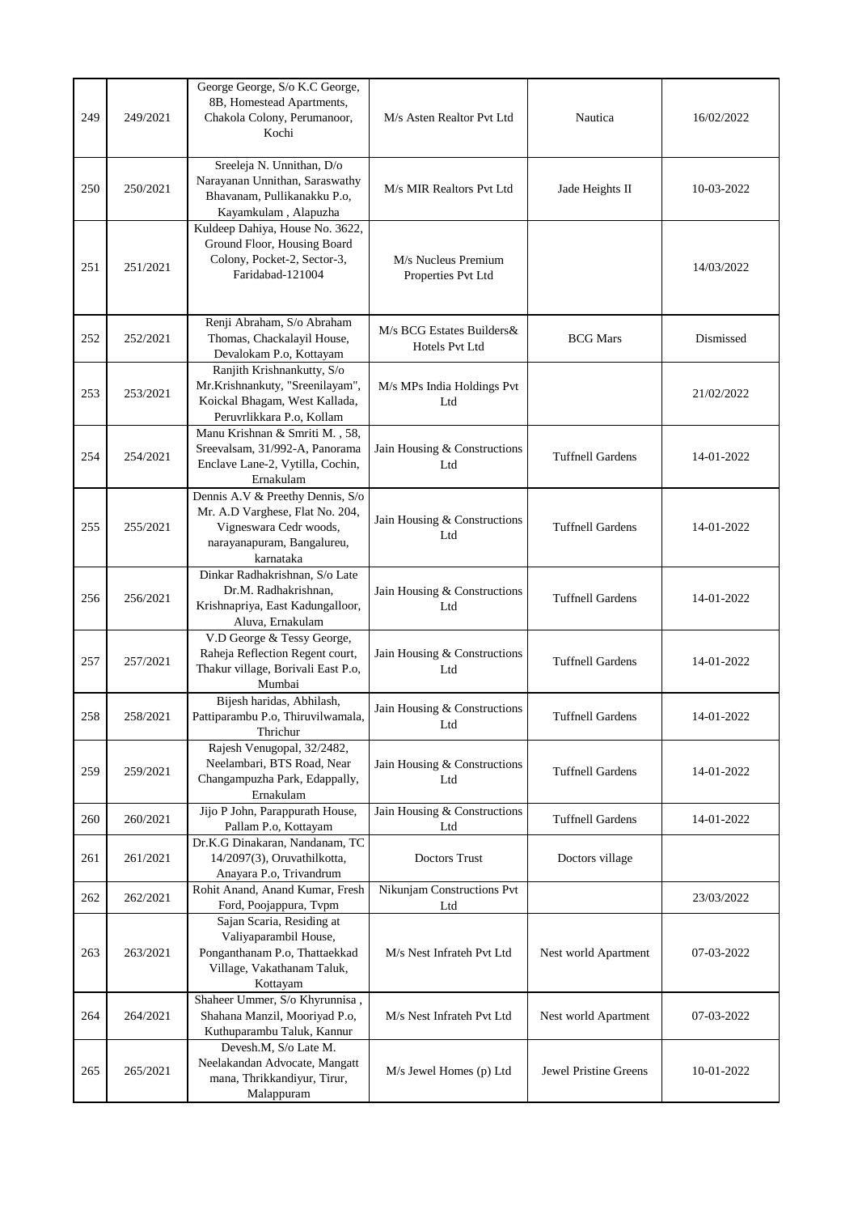| 249 | 249/2021 | George George, S/o K.C George, 8B, Homestead Apartments, Chakola Colony, Perumanoor, Kochi | M/s Asten Realtor Pvt Ltd | Nautica | 16/02/2022 |
|---|---|---|---|---|---|
| 250 | 250/2021 | Sreeleja N. Unnithan, D/o Narayanan Unnithan, Saraswathy Bhavanam, Pullikanakku P.o, Kayamkulam , Alapuzha | M/s MIR Realtors Pvt Ltd | Jade Heights II | 10-03-2022 |
| 251 | 251/2021 | Kuldeep Dahiya, House No. 3622, Ground Floor, Housing Board Colony, Pocket-2, Sector-3, Faridabad-121004 | M/s Nucleus Premium Properties Pvt Ltd | | 14/03/2022 |
| 252 | 252/2021 | Renji Abraham, S/o Abraham Thomas, Chackalayil House, Devalokam P.o, Kottayam | M/s BCG Estates Builders& Hotels Pvt Ltd | BCG Mars | Dismissed |
| 253 | 253/2021 | Ranjith Krishnankutty, S/o Mr.Krishnankuty, "Sreenilayam", Koickal Bhagam, West Kallada, Peruvrlikkara P.o, Kollam | M/s MPs India Holdings Pvt Ltd | | 21/02/2022 |
| 254 | 254/2021 | Manu Krishnan & Smriti M. , 58, Sreevalsam, 31/992-A, Panorama Enclave Lane-2, Vytilla, Cochin, Ernakulam | Jain Housing & Constructions Ltd | Tuffnell Gardens | 14-01-2022 |
| 255 | 255/2021 | Dennis A.V & Preethy Dennis, S/o Mr. A.D Varghese, Flat No. 204, Vigneswara Cedr woods, narayanapuram, Bangalureu, karnataka | Jain Housing & Constructions Ltd | Tuffnell Gardens | 14-01-2022 |
| 256 | 256/2021 | Dinkar Radhakrishnan, S/o Late Dr.M. Radhakrishnan, Krishnapriya, East Kadungalloor, Aluva, Ernakulam | Jain Housing & Constructions Ltd | Tuffnell Gardens | 14-01-2022 |
| 257 | 257/2021 | V.D George & Tessy George, Raheja Reflection Regent court, Thakur village, Borivali East P.o, Mumbai | Jain Housing & Constructions Ltd | Tuffnell Gardens | 14-01-2022 |
| 258 | 258/2021 | Bijesh haridas, Abhilash, Pattiparambu P.o, Thiruvilwamala, Thrichur | Jain Housing & Constructions Ltd | Tuffnell Gardens | 14-01-2022 |
| 259 | 259/2021 | Rajesh Venugopal, 32/2482, Neelambari, BTS Road, Near Changampuzha Park, Edappally, Ernakulam | Jain Housing & Constructions Ltd | Tuffnell Gardens | 14-01-2022 |
| 260 | 260/2021 | Jijo P John, Parappurath House, Pallam P.o, Kottayam | Jain Housing & Constructions Ltd | Tuffnell Gardens | 14-01-2022 |
| 261 | 261/2021 | Dr.K.G Dinakaran, Nandanam, TC 14/2097(3), Oruvathilkotta, Anayara P.o, Trivandrum | Doctors Trust | Doctors village | |
| 262 | 262/2021 | Rohit Anand, Anand Kumar, Fresh Ford, Poojappura, Tvpm | Nikunjam Constructions Pvt Ltd | | 23/03/2022 |
| 263 | 263/2021 | Sajan Scaria, Residing at Valiyaparambil House, Ponganthanam P.o, Thattaekkad Village, Vakathanam Taluk, Kottayam | M/s Nest Infrateh Pvt Ltd | Nest world Apartment | 07-03-2022 |
| 264 | 264/2021 | Shaheer Ummer, S/o Khyrunnisa , Shahana Manzil, Mooriyad P.o, Kuthuparambu Taluk, Kannur | M/s Nest Infrateh Pvt Ltd | Nest world Apartment | 07-03-2022 |
| 265 | 265/2021 | Devesh.M, S/o Late M. Neelakandan Advocate, Mangatt mana, Thrikkandiyur, Tirur, Malappuram | M/s Jewel Homes (p) Ltd | Jewel Pristine Greens | 10-01-2022 |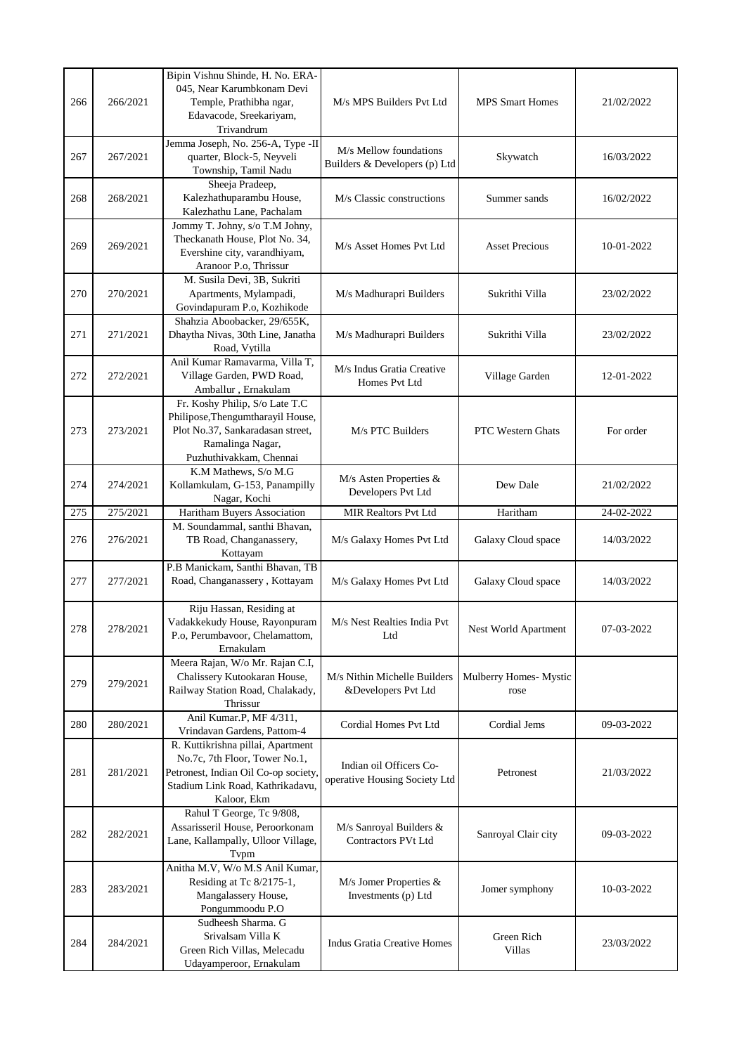| 266 | 266/2021 | Bipin Vishnu Shinde, H. No. ERA-045, Near Karumbkonam Devi Temple, Prathibha ngar, Edavacode, Sreekariyam, Trivandrum | M/s MPS Builders Pvt Ltd | MPS Smart Homes | 21/02/2022 |
|---|---|---|---|---|---|
| 267 | 267/2021 | Jemma Joseph, No. 256-A, Type -II quarter, Block-5, Neyveli Township, Tamil Nadu | M/s Mellow foundations Builders & Developers (p) Ltd | Skywatch | 16/03/2022 |
| 268 | 268/2021 | Sheeja Pradeep, Kalezhathuparambu House, Kalezhathu Lane, Pachalam | M/s Classic constructions | Summer sands | 16/02/2022 |
| 269 | 269/2021 | Jommy T. Johny, s/o T.M Johny, Theckanath House, Plot No. 34, Evershine city, varandhiyam, Aranoor P.o, Thrissur | M/s Asset Homes Pvt Ltd | Asset Precious | 10-01-2022 |
| 270 | 270/2021 | M. Susila Devi, 3B, Sukriti Apartments, Mylampadi, Govindapuram P.o, Kozhikode | M/s Madhurapri Builders | Sukrithi Villa | 23/02/2022 |
| 271 | 271/2021 | Shahzia Aboobacker, 29/655K, Dhaytha Nivas, 30th Line, Janatha Road, Vytilla | M/s Madhurapri Builders | Sukrithi Villa | 23/02/2022 |
| 272 | 272/2021 | Anil Kumar Ramavarma, Villa T, Village Garden, PWD Road, Amballur , Ernakulam | M/s Indus Gratia Creative Homes Pvt Ltd | Village Garden | 12-01-2022 |
| 273 | 273/2021 | Fr. Koshy Philip, S/o Late T.C Philipose,Thengumtharayil House, Plot No.37, Sankaradasan street, Ramalinga Nagar, Puzhuthivakkam, Chennai | M/s PTC Builders | PTC Western Ghats | For order |
| 274 | 274/2021 | K.M Mathews, S/o M.G Kollamkulam, G-153, Panampilly Nagar, Kochi | M/s Asten Properties & Developers Pvt Ltd | Dew Dale | 21/02/2022 |
| 275 | 275/2021 | Haritham Buyers Association | MIR Realtors Pvt Ltd | Haritham | 24-02-2022 |
| 276 | 276/2021 | M. Soundammal, santhi Bhavan, TB Road, Changanassery, Kottayam | M/s Galaxy Homes Pvt Ltd | Galaxy Cloud space | 14/03/2022 |
| 277 | 277/2021 | P.B Manickam, Santhi Bhavan, TB Road, Changanassery , Kottayam | M/s Galaxy Homes Pvt Ltd | Galaxy Cloud space | 14/03/2022 |
| 278 | 278/2021 | Riju Hassan, Residing at Vadakkekudy House, Rayonpuram P.o, Perumbavoor, Chelamattom, Ernakulam | M/s Nest Realties India Pvt Ltd | Nest World Apartment | 07-03-2022 |
| 279 | 279/2021 | Meera Rajan, W/o Mr. Rajan C.I, Chalissery Kutookaran House, Railway Station Road, Chalakady, Thrissur | M/s Nithin Michelle Builders &Developers Pvt Ltd | Mulberry Homes- Mystic rose | |
| 280 | 280/2021 | Anil Kumar.P, MF 4/311, Vrindavan Gardens, Pattom-4 | Cordial Homes Pvt Ltd | Cordial Jems | 09-03-2022 |
| 281 | 281/2021 | R. Kuttikrishna pillai, Apartment No.7c, 7th Floor, Tower No.1, Petronest, Indian Oil Co-op society, Stadium Link Road, Kathrikadavu, Kaloor, Ekm | Indian oil Officers Co-operative Housing Society Ltd | Petronest | 21/03/2022 |
| 282 | 282/2021 | Rahul T George, Tc 9/808, Assarisseril House, Peroorkonam Lane, Kallampally, Ulloor Village, Tvpm | M/s Sanroyal Builders & Contractors PVt Ltd | Sanroyal Clair city | 09-03-2022 |
| 283 | 283/2021 | Anitha M.V, W/o M.S Anil Kumar, Residing at Tc 8/2175-1, Mangalassery House, Pongummoodu P.O | M/s Jomer Properties & Investments (p) Ltd | Jomer symphony | 10-03-2022 |
| 284 | 284/2021 | Sudheesh Sharma. G Srivalsam Villa K Green Rich Villas, Melecadu Udayamperoor, Ernakulam | Indus Gratia Creative Homes | Green Rich Villas | 23/03/2022 |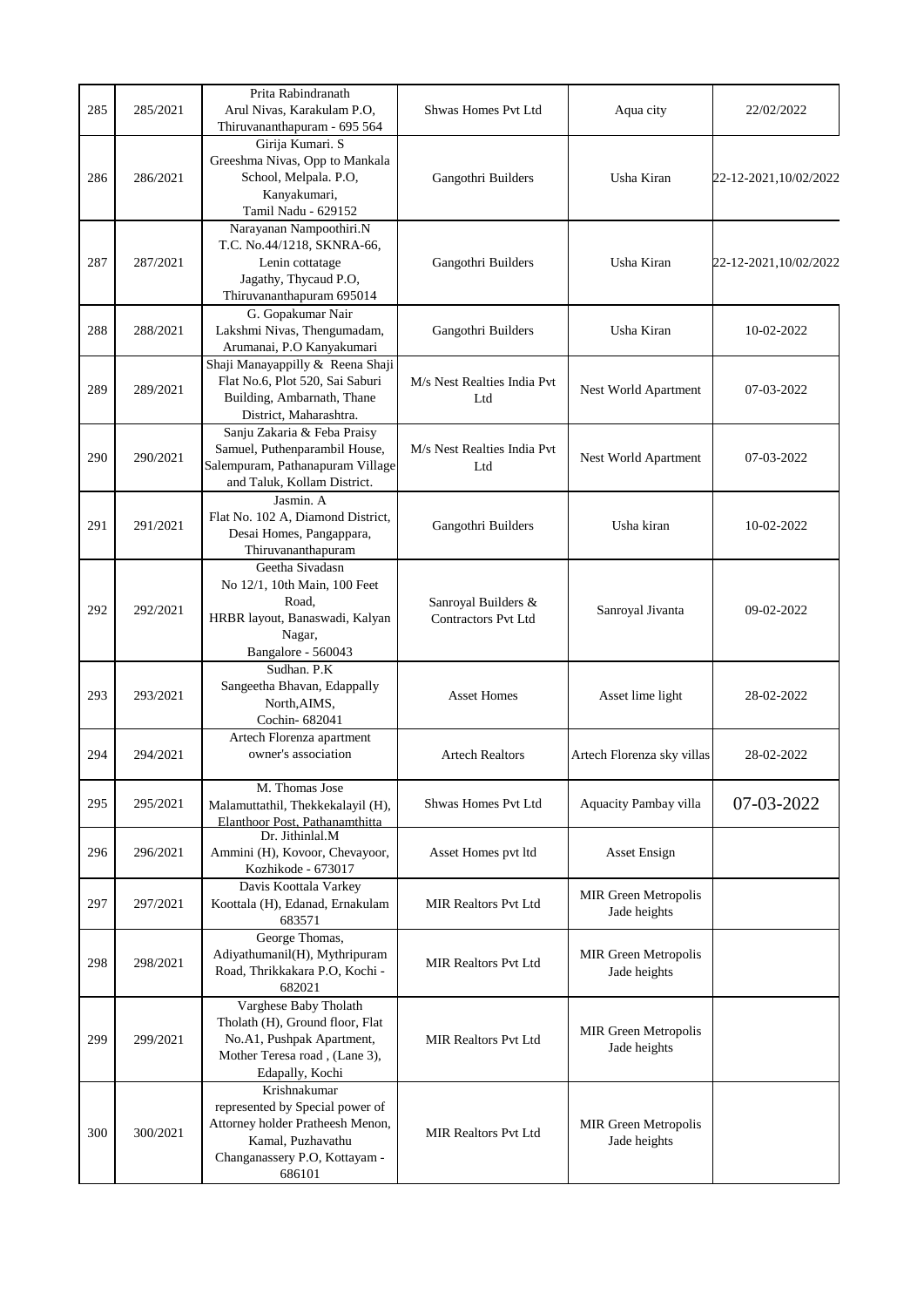| 285 | 285/2021 | Prita Rabindranath Arul Nivas, Karakulam P.O, Thiruvananthapuram - 695 564 | Shwas Homes Pvt Ltd | Aqua city | 22/02/2022 |
|---|---|---|---|---|---|
| 286 | 286/2021 | Girija Kumari. S Greeshma Nivas, Opp to Mankala School, Melpala. P.O, Kanyakumari, Tamil Nadu - 629152 | Gangothri Builders | Usha Kiran | 22-12-2021,10/02/2022 |
| 287 | 287/2021 | Narayanan Nampoothiri.N T.C. No.44/1218, SKNRA-66, Lenin cottatage Jagathy, Thycaud P.O, Thiruvananthapuram 695014 | Gangothri Builders | Usha Kiran | 22-12-2021,10/02/2022 |
| 288 | 288/2021 | G. Gopakumar Nair Lakshmi Nivas, Thengumadam, Arumanai, P.O Kanyakumari | Gangothri Builders | Usha Kiran | 10-02-2022 |
| 289 | 289/2021 | Shaji Manayappilly & Reena Shaji Flat No.6, Plot 520, Sai Saburi Building, Ambarnath, Thane District, Maharashtra. | M/s Nest Realties India Pvt Ltd | Nest World Apartment | 07-03-2022 |
| 290 | 290/2021 | Sanju Zakaria & Feba Praisy Samuel, Puthenparambil House, Salempuram, Pathanapuram Village and Taluk, Kollam District. | M/s Nest Realties India Pvt Ltd | Nest World Apartment | 07-03-2022 |
| 291 | 291/2021 | Jasmin. A Flat No. 102 A, Diamond District, Desai Homes, Pangappara, Thiruvananthapuram | Gangothri Builders | Usha kiran | 10-02-2022 |
| 292 | 292/2021 | Geetha Sivadasn No 12/1, 10th Main, 100 Feet Road, HRBR layout, Banaswadi, Kalyan Nagar, Bangalore - 560043 | Sanroyal Builders & Contractors Pvt Ltd | Sanroyal Jivanta | 09-02-2022 |
| 293 | 293/2021 | Sudhan. P.K Sangeetha Bhavan, Edappally North,AIMS, Cochin- 682041 | Asset Homes | Asset lime light | 28-02-2022 |
| 294 | 294/2021 | Artech Florenza apartment owner's association | Artech Realtors | Artech Florenza sky villas | 28-02-2022 |
| 295 | 295/2021 | M. Thomas Jose Malamuttathil, Thekkekalayil (H), Elanthoor Post, Pathanamthitta | Shwas Homes Pvt Ltd | Aquacity Pambay villa | 07-03-2022 |
| 296 | 296/2021 | Dr. Jithinlal.M Ammini (H), Kovoor, Chevayoor, Kozhikode - 673017 | Asset Homes pvt ltd | Asset Ensign | |
| 297 | 297/2021 | Davis Koottala Varkey Koottala (H), Edanad, Ernakulam 683571 | MIR Realtors Pvt Ltd | MIR Green Metropolis Jade heights | |
| 298 | 298/2021 | George Thomas, Adiyathumanil(H), Mythripuram Road, Thrikkakara P.O, Kochi - 682021 | MIR Realtors Pvt Ltd | MIR Green Metropolis Jade heights | |
| 299 | 299/2021 | Varghese Baby Tholath Tholath (H), Ground floor, Flat No.A1, Pushpak Apartment, Mother Teresa road , (Lane 3), Edapally, Kochi | MIR Realtors Pvt Ltd | MIR Green Metropolis Jade heights | |
| 300 | 300/2021 | Krishnakumar represented by Special power of Attorney holder Pratheesh Menon, Kamal, Puzhavathu Changanassery P.O, Kottayam - 686101 | MIR Realtors Pvt Ltd | MIR Green Metropolis Jade heights | |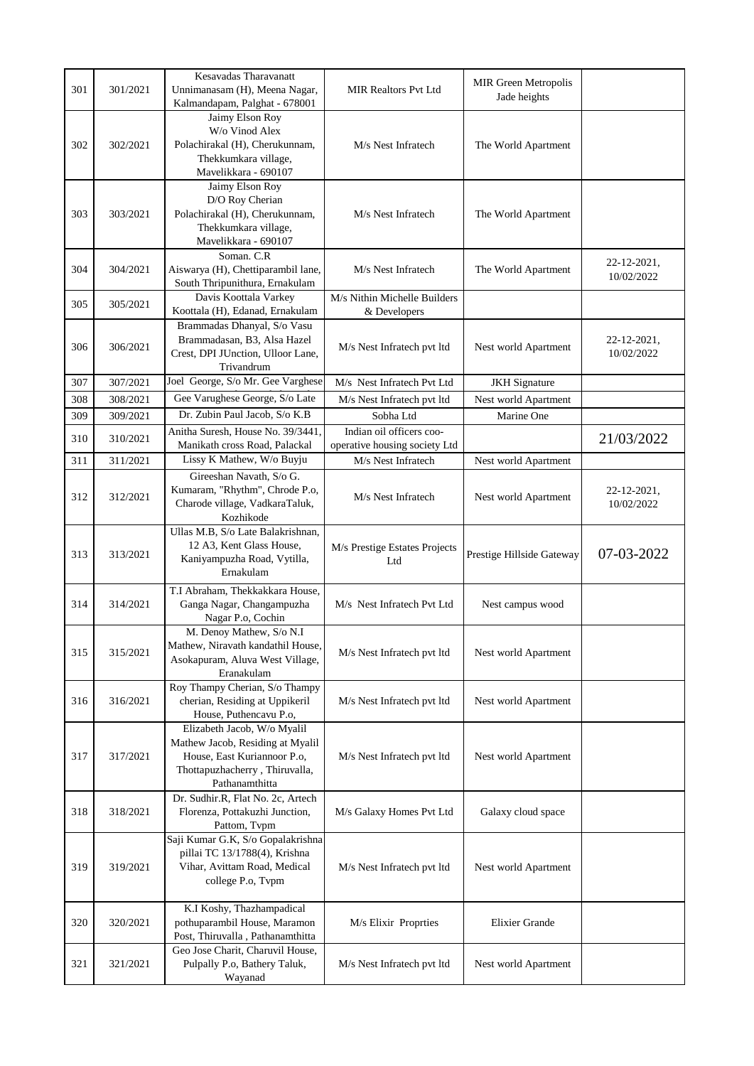| 301 | 301/2021 | Kesavadas Tharavanatt Unnimanasam (H), Meena Nagar, Kalmandapam, Palghat - 678001 | MIR Realtors Pvt Ltd | MIR Green Metropolis Jade heights | |
|---|---|---|---|---|---|
| 302 | 302/2021 | Jaimy Elson Roy W/o Vinod Alex Polachirakal (H), Cherukunnam, Thekkumkara village, Mavelikkara - 690107 | M/s Nest Infratech | The World Apartment | |
| 303 | 303/2021 | Jaimy Elson Roy D/O Roy Cherian Polachirakal (H), Cherukunnam, Thekkumkara village, Mavelikkara - 690107 | M/s Nest Infratech | The World Apartment | |
| 304 | 304/2021 | Soman. C.R Aiswarya (H), Chettiparambil lane, South Thripunithura, Ernakulam | M/s Nest Infratech | The World Apartment | 22-12-2021, 10/02/2022 |
| 305 | 305/2021 | Davis Koottala Varkey Koottala (H), Edanad, Ernakulam | M/s Nithin Michelle Builders & Developers | | |
| 306 | 306/2021 | Brammadas Dhanyal, S/o Vasu Brammadasan, B3, Alsa Hazel Crest, DPI JUnction, Ulloor Lane, Trivandrum | M/s Nest Infratech pvt ltd | Nest world Apartment | 22-12-2021, 10/02/2022 |
| 307 | 307/2021 | Joel George, S/o Mr. Gee Varghese | M/s Nest Infratech Pvt Ltd | JKH Signature | |
| 308 | 308/2021 | Gee Varughese George, S/o Late | M/s Nest Infratech pvt ltd | Nest world Apartment | |
| 309 | 309/2021 | Dr. Zubin Paul Jacob, S/o K.B | Sobha Ltd | Marine One | |
| 310 | 310/2021 | Anitha Suresh, House No. 39/3441, Manikath cross Road, Palackal | Indian oil officers coo-operative housing society Ltd | | 21/03/2022 |
| 311 | 311/2021 | Lissy K Mathew, W/o Buyju | M/s Nest Infratech | Nest world Apartment | |
| 312 | 312/2021 | Gireeshan Navath, S/o G. Kumaram, "Rhythm", Chrode P.o, Charode village, VadkaraTaluk, Kozhikode | M/s Nest Infratech | Nest world Apartment | 22-12-2021, 10/02/2022 |
| 313 | 313/2021 | Ullas M.B, S/o Late Balakrishnan, 12 A3, Kent Glass House, Kaniyampuzha Road, Vytilla, Ernakulam | M/s Prestige Estates Projects Ltd | Prestige Hillside Gateway | 07-03-2022 |
| 314 | 314/2021 | T.I Abraham, Thekkakkara House, Ganga Nagar, Changampuzha Nagar P.o, Cochin | M/s Nest Infratech Pvt Ltd | Nest campus wood | |
| 315 | 315/2021 | M. Denoy Mathew, S/o N.I Mathew, Niravath kandathil House, Asokapuram, Aluva West Village, Eranakulam | M/s Nest Infratech pvt ltd | Nest world Apartment | |
| 316 | 316/2021 | Roy Thampy Cherian, S/o Thampy cherian, Residing at Uppikeril House, Puthencavu P.o, | M/s Nest Infratech pvt ltd | Nest world Apartment | |
| 317 | 317/2021 | Elizabeth Jacob, W/o Myalil Mathew Jacob, Residing at Myalil House, East Kuriannoor P.o, Thottapuzhacherry , Thiruvalla, Pathanamthitta | M/s Nest Infratech pvt ltd | Nest world Apartment | |
| 318 | 318/2021 | Dr. Sudhir.R, Flat No. 2c, Artech Florenza, Pottakuzhi Junction, Pattom, Tvpm | M/s Galaxy Homes Pvt Ltd | Galaxy cloud space | |
| 319 | 319/2021 | Saji Kumar G.K, S/o Gopalakrishna pillai TC 13/1788(4), Krishna Vihar, Avittam Road, Medical college P.o, Tvpm | M/s Nest Infratech pvt ltd | Nest world Apartment | |
| 320 | 320/2021 | K.I Koshy, Thazhampadical pothuparambil House, Maramon Post, Thiruvalla , Pathanamthitta | M/s Elixir Proprties | Elixier Grande | |
| 321 | 321/2021 | Geo Jose Charit, Charuvil House, Pulpally P.o, Bathery Taluk, Wayanad | M/s Nest Infratech pvt ltd | Nest world Apartment | |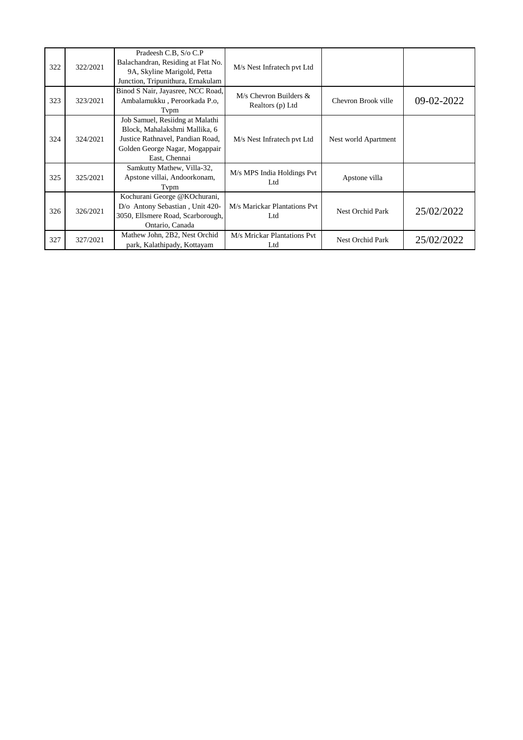| | | | | | |
|---|---|---|---|---|---|
| 322 | 322/2021 | Pradeesh C.B, S/o C.P Balachandran, Residing at Flat No. 9A, Skyline Marigold, Petta Junction, Tripunithura, Ernakulam | M/s Nest Infratech pvt Ltd | | |
| 323 | 323/2021 | Binod S Nair, Jayasree, NCC Road, Ambalamukku , Peroorkada P.o, Tvpm | M/s Chevron Builders & Realtors (p) Ltd | Chevron Brook ville | 09-02-2022 |
| 324 | 324/2021 | Job Samuel, Resiidng at Malathi Block, Mahalakshmi Mallika, 6 Justice Rathnavel, Pandian Road, Golden George Nagar, Mogappair East, Chennai | M/s Nest Infratech pvt Ltd | Nest world Apartment | |
| 325 | 325/2021 | Samkutty Mathew, Villa-32, Apstone villai, Andoorkonam, Tvpm | M/s MPS India Holdings Pvt Ltd | Apstone villa | |
| 326 | 326/2021 | Kochurani George @KOchurani, D/o Antony Sebastian , Unit 420-3050, Ellsmere Road, Scarborough, Ontario, Canada | M/s Marickar Plantations Pvt Ltd | Nest Orchid Park | 25/02/2022 |
| 327 | 327/2021 | Mathew John, 2B2, Nest Orchid park, Kalathipady, Kottayam | M/s Mrickar Plantations Pvt Ltd | Nest Orchid Park | 25/02/2022 |